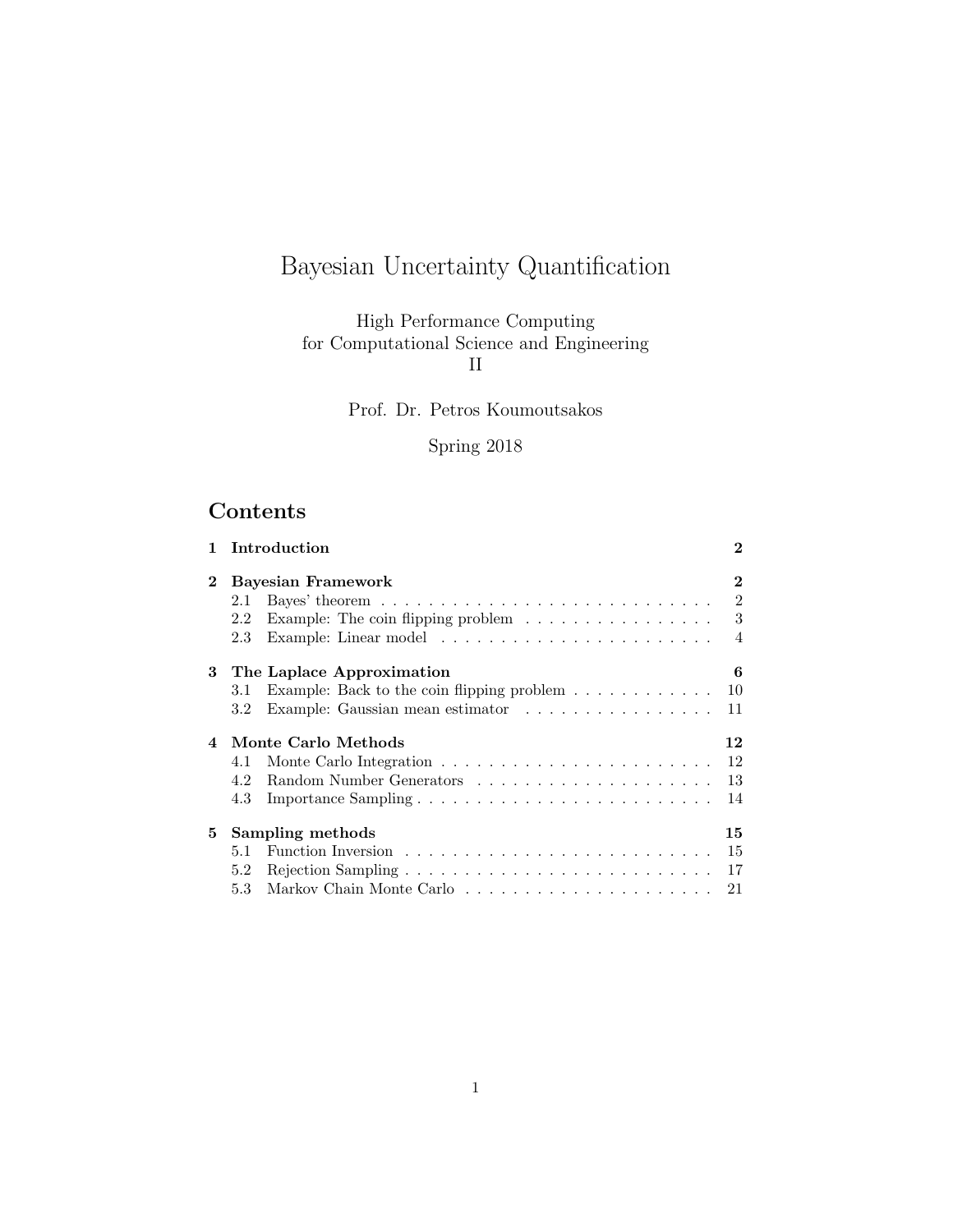# Bayesian Uncertainty Quantification

High Performance Computing
for Computational Science and Engineering
II

Prof. Dr. Petros Koumoutsakos

Spring 2018

## Contents

| | | |
|---|---|---|
| **1** | **Introduction** | **2** |
| **2** | **Bayesian Framework** | **2** |
| 2.1 | Bayes' theorem | 2 |
| 2.2 | Example: The coin flipping problem | 3 |
| 2.3 | Example: Linear model | 4 |
| **3** | **The Laplace Approximation** | **6** |
| 3.1 | Example: Back to the coin flipping problem | 10 |
| 3.2 | Example: Gaussian mean estimator | 11 |
| **4** | **Monte Carlo Methods** | **12** |
| 4.1 | Monte Carlo Integration | 12 |
| 4.2 | Random Number Generators | 13 |
| 4.3 | Importance Sampling | 14 |
| **5** | **Sampling methods** | **15** |
| 5.1 | Function Inversion | 15 |
| 5.2 | Rejection Sampling | 17 |
| 5.3 | Markov Chain Monte Carlo | 21 |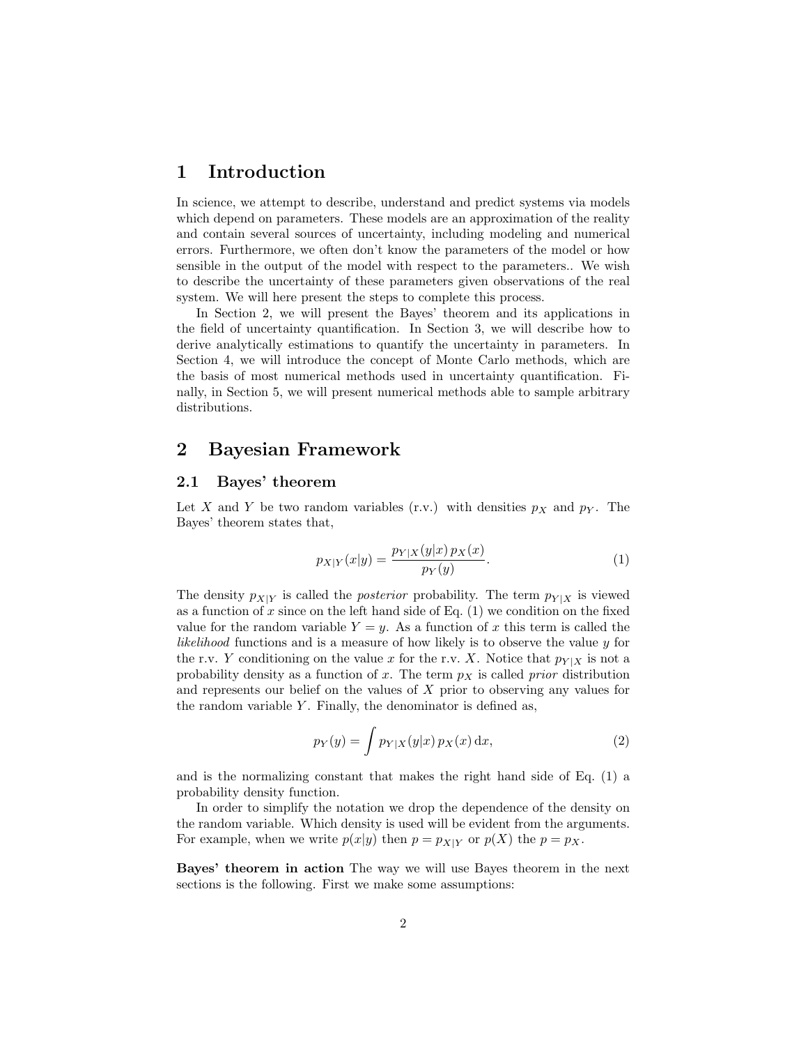# 1 Introduction

In science, we attempt to describe, understand and predict systems via models which depend on parameters. These models are an approximation of the reality and contain several sources of uncertainty, including modeling and numerical errors. Furthermore, we often don't know the parameters of the model or how sensible in the output of the model with respect to the parameters.. We wish to describe the uncertainty of these parameters given observations of the real system. We will here present the steps to complete this process.

In Section 2, we will present the Bayes' theorem and its applications in the field of uncertainty quantification. In Section 3, we will describe how to derive analytically estimations to quantify the uncertainty in parameters. In Section 4, we will introduce the concept of Monte Carlo methods, which are the basis of most numerical methods used in uncertainty quantification. Finally, in Section 5, we will present numerical methods able to sample arbitrary distributions.

# 2 Bayesian Framework

## 2.1 Bayes' theorem

Let $X$ and $Y$ be two random variables (r.v.) with densities $p_X$ and $p_Y$. The Bayes' theorem states that,

$$p_{X|Y}(x|y) = \frac{p_{Y|X}(y|x)\, p_X(x)}{p_Y(y)}. \tag{1}$$

The density $p_{X|Y}$ is called the *posterior* probability. The term $p_{Y|X}$ is viewed as a function of $x$ since on the left hand side of Eq. (1) we condition on the fixed value for the random variable $Y = y$. As a function of $x$ this term is called the *likelihood* functions and is a measure of how likely is to observe the value $y$ for the r.v. $Y$ conditioning on the value $x$ for the r.v. $X$. Notice that $p_{Y|X}$ is not a probability density as a function of $x$. The term $p_X$ is called *prior* distribution and represents our belief on the values of $X$ prior to observing any values for the random variable $Y$. Finally, the denominator is defined as,

$$p_Y(y) = \int p_{Y|X}(y|x)\, p_X(x)\, \mathrm{d}x, \tag{2}$$

and is the normalizing constant that makes the right hand side of Eq. (1) a probability density function.

In order to simplify the notation we drop the dependence of the density on the random variable. Which density is used will be evident from the arguments. For example, when we write $p(x|y)$ then $p = p_{X|Y}$ or $p(X)$ the $p = p_X$.

**Bayes' theorem in action** The way we will use Bayes theorem in the next sections is the following. First we make some assumptions: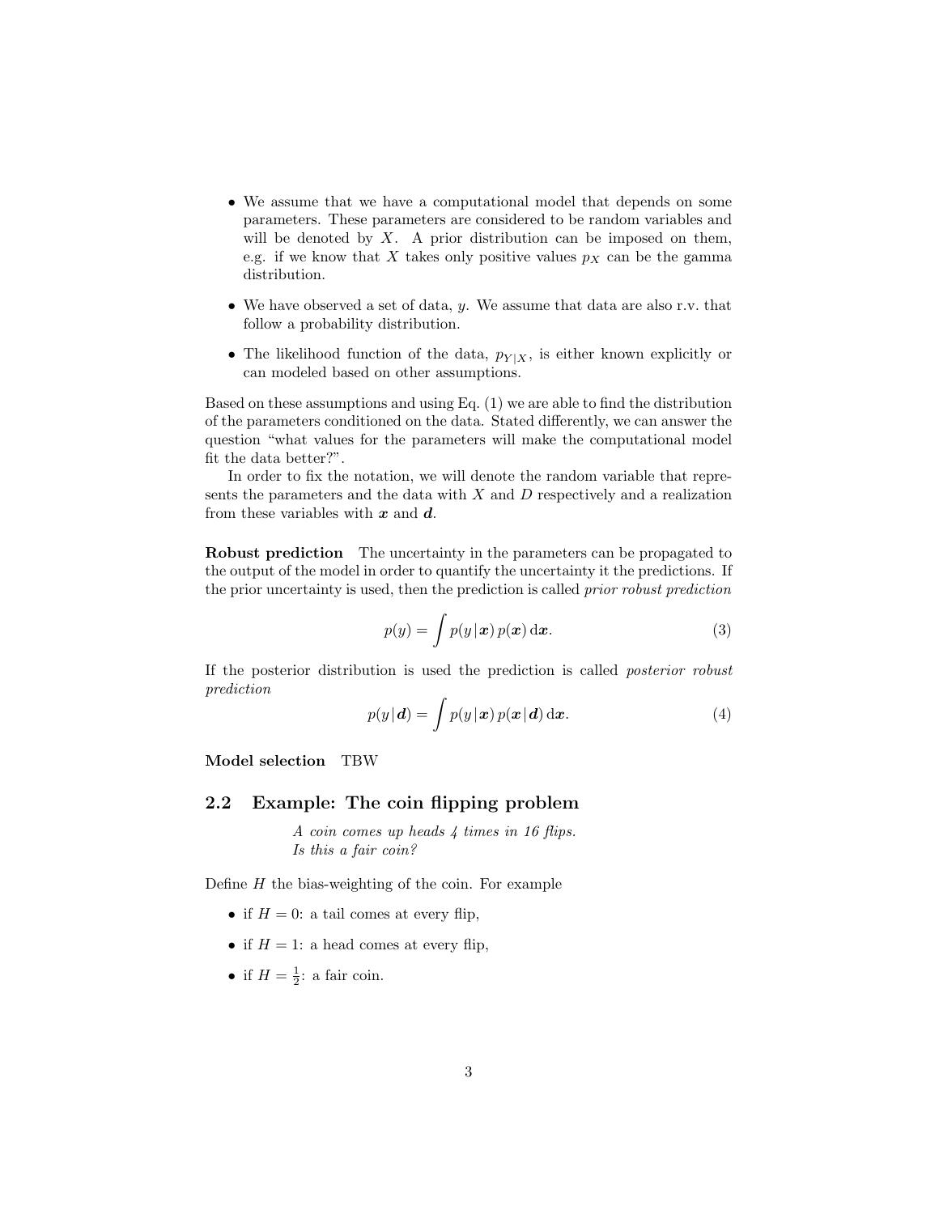- We assume that we have a computational model that depends on some parameters. These parameters are considered to be random variables and will be denoted by $X$. A prior distribution can be imposed on them, e.g. if we know that $X$ takes only positive values $p_X$ can be the gamma distribution.
- We have observed a set of data, $y$. We assume that data are also r.v. that follow a probability distribution.
- The likelihood function of the data, $p_{Y|X}$, is either known explicitly or can modeled based on other assumptions.

Based on these assumptions and using Eq. (1) we are able to find the distribution of the parameters conditioned on the data. Stated differently, we can answer the question "what values for the parameters will make the computational model fit the data better?".

In order to fix the notation, we will denote the random variable that represents the parameters and the data with $X$ and $D$ respectively and a realization from these variables with $\boldsymbol{x}$ and $\boldsymbol{d}$.

**Robust prediction** The uncertainty in the parameters can be propagated to the output of the model in order to quantify the uncertainty it the predictions. If the prior uncertainty is used, then the prediction is called *prior robust prediction*

$$p(y) = \int p(y \,|\, \boldsymbol{x}) \, p(\boldsymbol{x}) \, \mathrm{d}\boldsymbol{x}. \tag{3}$$

If the posterior distribution is used the prediction is called *posterior robust prediction*

$$p(y \,|\, \boldsymbol{d}) = \int p(y \,|\, \boldsymbol{x}) \, p(\boldsymbol{x} \,|\, \boldsymbol{d}) \, \mathrm{d}\boldsymbol{x}. \tag{4}$$

**Model selection** TBW

## 2.2 Example: The coin flipping problem

*A coin comes up heads 4 times in 16 flips.*
*Is this a fair coin?*

Define $H$ the bias-weighting of the coin. For example

- if $H = 0$: a tail comes at every flip,
- if $H = 1$: a head comes at every flip,
- if $H = \frac{1}{2}$: a fair coin.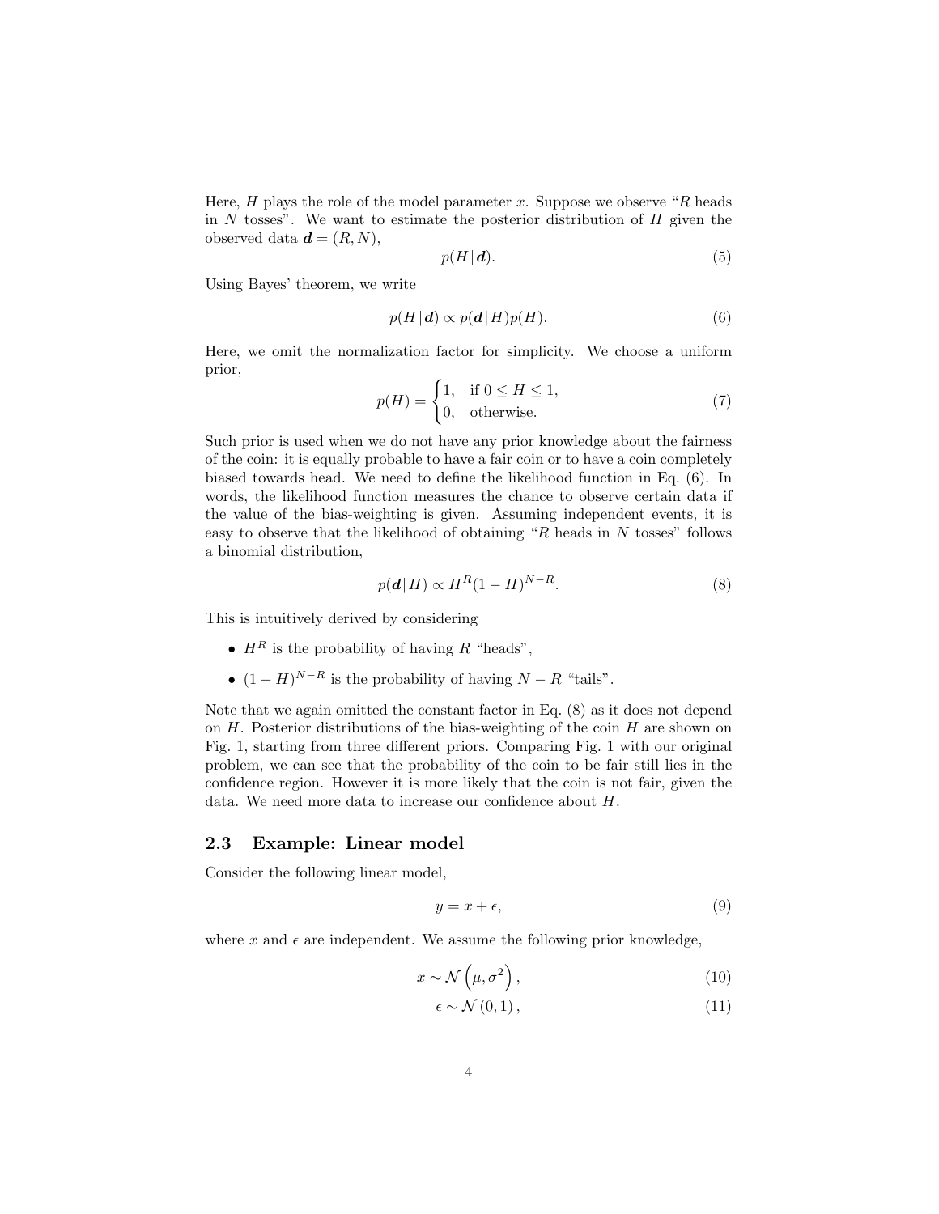Here, $H$ plays the role of the model parameter $x$. Suppose we observe "$R$ heads in $N$ tosses". We want to estimate the posterior distribution of $H$ given the observed data $\boldsymbol{d} = (R, N)$,

$$p(H \,|\, \boldsymbol{d}). \tag{5}$$

Using Bayes' theorem, we write

$$p(H \,|\, \boldsymbol{d}) \propto p(\boldsymbol{d} \,|\, H) p(H). \tag{6}$$

Here, we omit the normalization factor for simplicity. We choose a uniform prior,

$$p(H) = \begin{cases} 1, & \text{if } 0 \leq H \leq 1, \\ 0, & \text{otherwise.} \end{cases} \tag{7}$$

Such prior is used when we do not have any prior knowledge about the fairness of the coin: it is equally probable to have a fair coin or to have a coin completely biased towards head. We need to define the likelihood function in Eq. (6). In words, the likelihood function measures the chance to observe certain data if the value of the bias-weighting is given. Assuming independent events, it is easy to observe that the likelihood of obtaining "$R$ heads in $N$ tosses" follows a binomial distribution,

$$p(\boldsymbol{d} \,|\, H) \propto H^R (1 - H)^{N-R}. \tag{8}$$

This is intuitively derived by considering

- $H^R$ is the probability of having $R$ "heads",
- $(1 - H)^{N-R}$ is the probability of having $N - R$ "tails".

Note that we again omitted the constant factor in Eq. (8) as it does not depend on $H$. Posterior distributions of the bias-weighting of the coin $H$ are shown on Fig. 1, starting from three different priors. Comparing Fig. 1 with our original problem, we can see that the probability of the coin to be fair still lies in the confidence region. However it is more likely that the coin is not fair, given the data. We need more data to increase our confidence about $H$.

## 2.3 Example: Linear model

Consider the following linear model,

$$y = x + \epsilon, \tag{9}$$

where $x$ and $\epsilon$ are independent. We assume the following prior knowledge,

$$x \sim \mathcal{N}\left(\mu, \sigma^2\right), \tag{10}$$

$$\epsilon \sim \mathcal{N}\left(0, 1\right), \tag{11}$$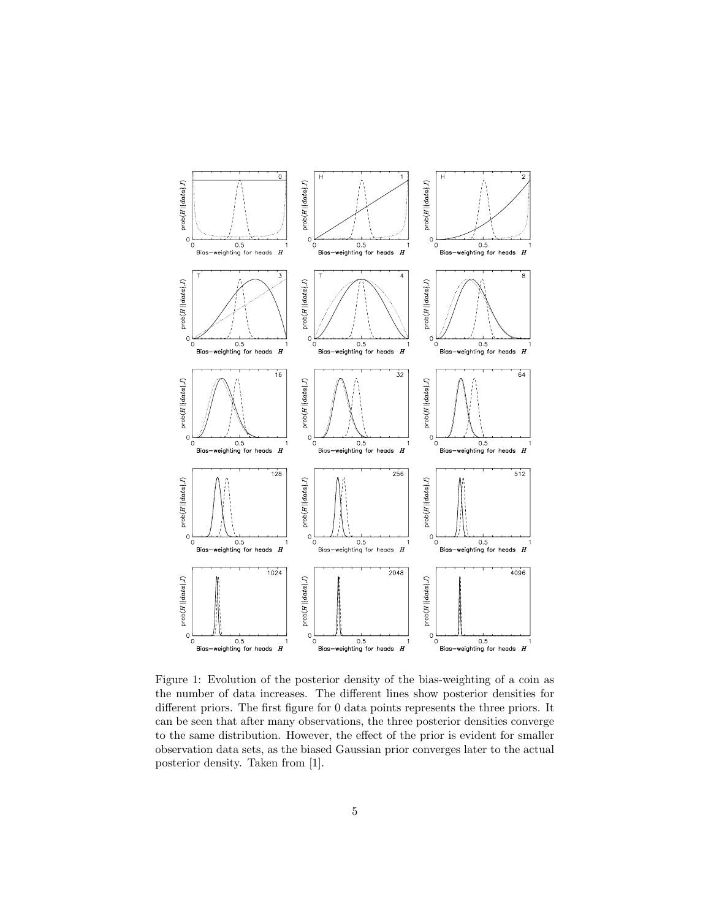Figure 1: Evolution of the posterior density of the bias-weighting of a coin as the number of data increases. The different lines show posterior densities for different priors. The first figure for 0 data points represents the three priors. It can be seen that after many observations, the three posterior densities converge to the same distribution. However, the effect of the prior is evident for smaller observation data sets, as the biased Gaussian prior converges later to the actual posterior density. Taken from [1].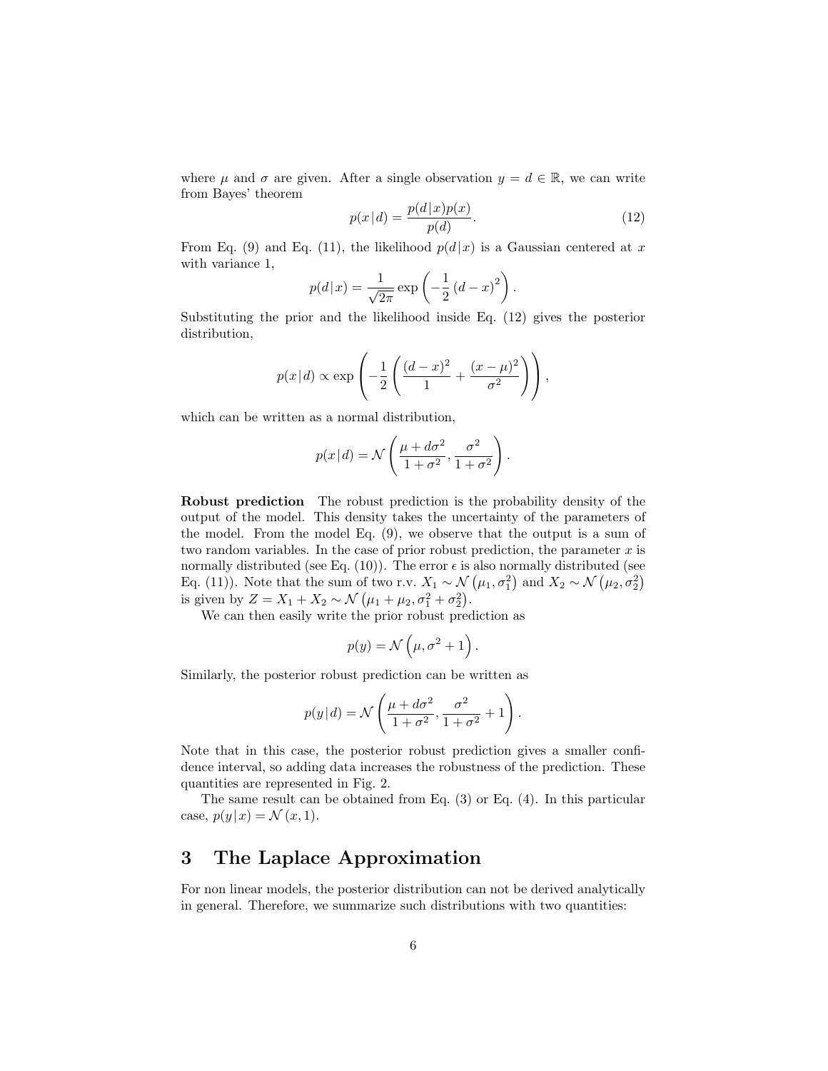where $\mu$ and $\sigma$ are given. After a single observation $y = d \in \mathbb{R}$, we can write from Bayes' theorem

$$p(x\,|\,d) = \frac{p(d\,|\,x)p(x)}{p(d)}. \tag{12}$$

From Eq. (9) and Eq. (11), the likelihood $p(d\,|\,x)$ is a Gaussian centered at $x$ with variance 1,

$$p(d\,|\,x) = \frac{1}{\sqrt{2\pi}} \exp\left(-\frac{1}{2}\left(d - x\right)^2\right).$$

Substituting the prior and the likelihood inside Eq. (12) gives the posterior distribution,

$$p(x\,|\,d) \propto \exp\left(-\frac{1}{2}\left(\frac{(d-x)^2}{1} + \frac{(x-\mu)^2}{\sigma^2}\right)\right),$$

which can be written as a normal distribution,

$$p(x\,|\,d) = \mathcal{N}\left(\frac{\mu + d\sigma^2}{1+\sigma^2}, \frac{\sigma^2}{1+\sigma^2}\right).$$

**Robust prediction** The robust prediction is the probability density of the output of the model. This density takes the uncertainty of the parameters of the model. From the model Eq. (9), we observe that the output is a sum of two random variables. In the case of prior robust prediction, the parameter $x$ is normally distributed (see Eq. (10)). The error $\epsilon$ is also normally distributed (see Eq. (11)). Note that the sum of two r.v. $X_1 \sim \mathcal{N}\left(\mu_1, \sigma_1^2\right)$ and $X_2 \sim \mathcal{N}\left(\mu_2, \sigma_2^2\right)$ is given by $Z = X_1 + X_2 \sim \mathcal{N}\left(\mu_1 + \mu_2, \sigma_1^2 + \sigma_2^2\right)$.

We can then easily write the prior robust prediction as

$$p(y) = \mathcal{N}\left(\mu, \sigma^2 + 1\right).$$

Similarly, the posterior robust prediction can be written as

$$p(y\,|\,d) = \mathcal{N}\left(\frac{\mu + d\sigma^2}{1+\sigma^2}, \frac{\sigma^2}{1+\sigma^2} + 1\right).$$

Note that in this case, the posterior robust prediction gives a smaller confidence interval, so adding data increases the robustness of the prediction. These quantities are represented in Fig. 2.

The same result can be obtained from Eq. (3) or Eq. (4). In this particular case, $p(y\,|\,x) = \mathcal{N}\left(x, 1\right)$.

# 3 The Laplace Approximation

For non linear models, the posterior distribution can not be derived analytically in general. Therefore, we summarize such distributions with two quantities: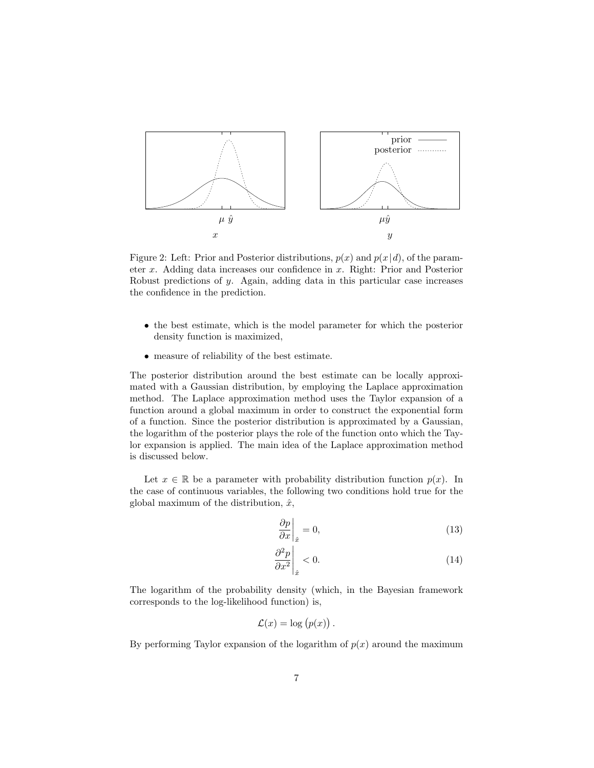Figure 2: Left: Prior and Posterior distributions, $p(x)$ and $p(x\,|\,d)$, of the parameter $x$. Adding data increases our confidence in $x$. Right: Prior and Posterior Robust predictions of $y$. Again, adding data in this particular case increases the confidence in the prediction.

- the best estimate, which is the model parameter for which the posterior density function is maximized,
- measure of reliability of the best estimate.

The posterior distribution around the best estimate can be locally approximated with a Gaussian distribution, by employing the Laplace approximation method. The Laplace approximation method uses the Taylor expansion of a function around a global maximum in order to construct the exponential form of a function. Since the posterior distribution is approximated by a Gaussian, the logarithm of the posterior plays the role of the function onto which the Taylor expansion is applied. The main idea of the Laplace approximation method is discussed below.

Let $x \in \mathbb{R}$ be a parameter with probability distribution function $p(x)$. In the case of continuous variables, the following two conditions hold true for the global maximum of the distribution, $\hat{x}$,

$$\left.\frac{\partial p}{\partial x}\right|_{\hat{x}} = 0, \tag{13}$$

$$\left.\frac{\partial^2 p}{\partial x^2}\right|_{\hat{x}} < 0. \tag{14}$$

The logarithm of the probability density (which, in the Bayesian framework corresponds to the log-likelihood function) is,

$$\mathcal{L}(x) = \log\big(p(x)\big)\,.$$

By performing Taylor expansion of the logarithm of $p(x)$ around the maximum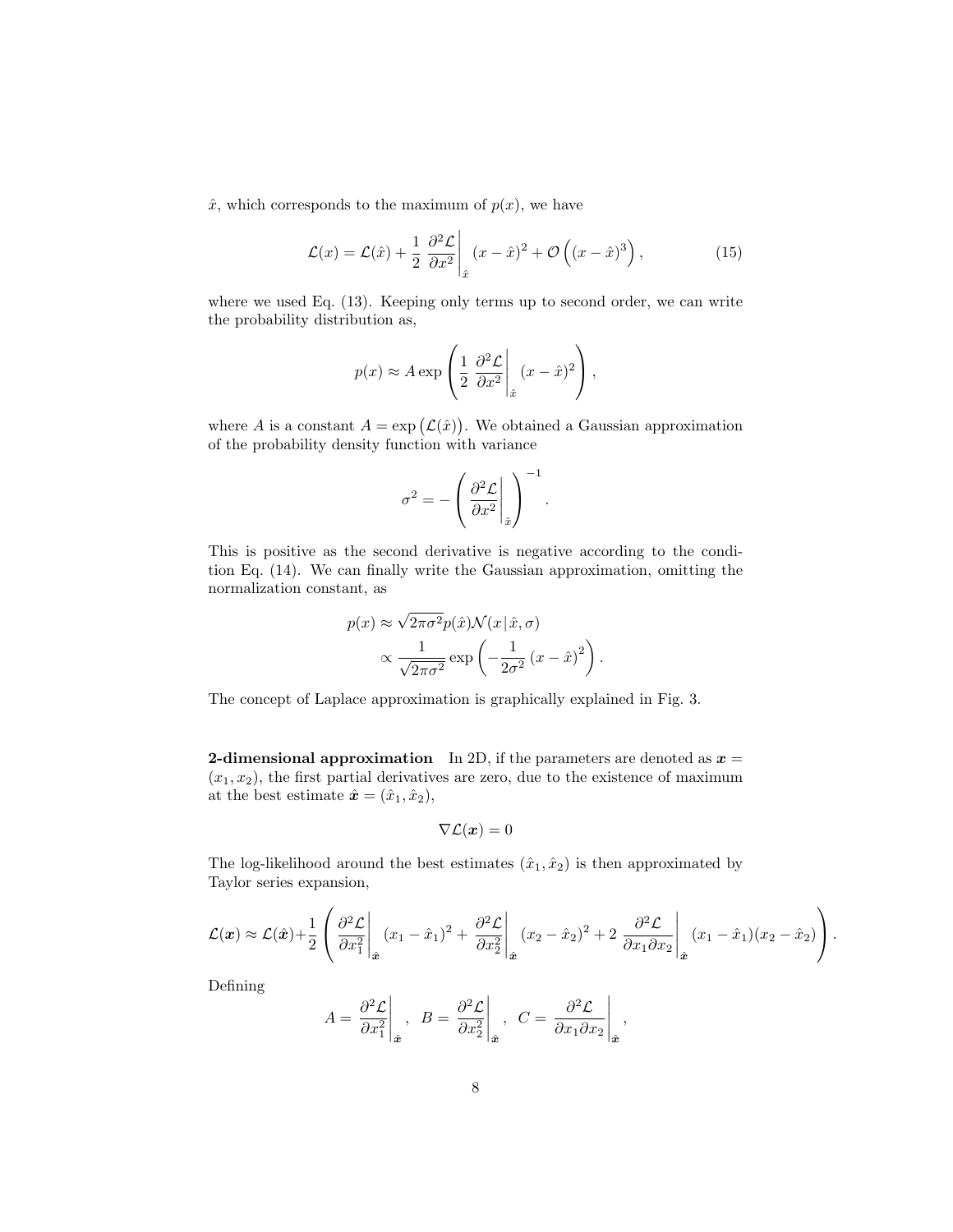$\hat{x}$, which corresponds to the maximum of $p(x)$, we have

$$\mathcal{L}(x) = \mathcal{L}(\hat{x}) + \frac{1}{2} \left. \frac{\partial^2 \mathcal{L}}{\partial x^2} \right|_{\hat{x}} (x - \hat{x})^2 + \mathcal{O}\left((x - \hat{x})^3\right), \tag{15}$$

where we used Eq. (13). Keeping only terms up to second order, we can write the probability distribution as,

$$p(x) \approx A \exp\left( \frac{1}{2} \left. \frac{\partial^2 \mathcal{L}}{\partial x^2} \right|_{\hat{x}} (x - \hat{x})^2 \right),$$

where $A$ is a constant $A = \exp\big(\mathcal{L}(\hat{x})\big)$. We obtained a Gaussian approximation of the probability density function with variance

$$\sigma^2 = -\left( \left. \frac{\partial^2 \mathcal{L}}{\partial x^2} \right|_{\hat{x}} \right)^{-1}.$$

This is positive as the second derivative is negative according to the condition Eq. (14). We can finally write the Gaussian approximation, omitting the normalization constant, as

$$\begin{aligned} p(x) &\approx \sqrt{2\pi\sigma^2}\, p(\hat{x}) \mathcal{N}(x \,|\, \hat{x}, \sigma) \\ &\propto \frac{1}{\sqrt{2\pi\sigma^2}} \exp\left( -\frac{1}{2\sigma^2} (x - \hat{x})^2 \right). \end{aligned}$$

The concept of Laplace approximation is graphically explained in Fig. 3.

**2-dimensional approximation** In 2D, if the parameters are denoted as $\boldsymbol{x} = (x_1, x_2)$, the first partial derivatives are zero, due to the existence of maximum at the best estimate $\hat{\boldsymbol{x}} = (\hat{x}_1, \hat{x}_2)$,

$$\nabla \mathcal{L}(\boldsymbol{x}) = 0$$

The log-likelihood around the best estimates $(\hat{x}_1, \hat{x}_2)$ is then approximated by Taylor series expansion,

$$\mathcal{L}(\boldsymbol{x}) \approx \mathcal{L}(\hat{\boldsymbol{x}}) + \frac{1}{2} \left( \left. \frac{\partial^2 \mathcal{L}}{\partial x_1^2} \right|_{\hat{\boldsymbol{x}}} (x_1 - \hat{x}_1)^2 + \left. \frac{\partial^2 \mathcal{L}}{\partial x_2^2} \right|_{\hat{\boldsymbol{x}}} (x_2 - \hat{x}_2)^2 + 2 \left. \frac{\partial^2 \mathcal{L}}{\partial x_1 \partial x_2} \right|_{\hat{\boldsymbol{x}}} (x_1 - \hat{x}_1)(x_2 - \hat{x}_2) \right).$$

Defining

$$A = \left. \frac{\partial^2 \mathcal{L}}{\partial x_1^2} \right|_{\hat{\boldsymbol{x}}}, \quad B = \left. \frac{\partial^2 \mathcal{L}}{\partial x_2^2} \right|_{\hat{\boldsymbol{x}}}, \quad C = \left. \frac{\partial^2 \mathcal{L}}{\partial x_1 \partial x_2} \right|_{\hat{\boldsymbol{x}}},$$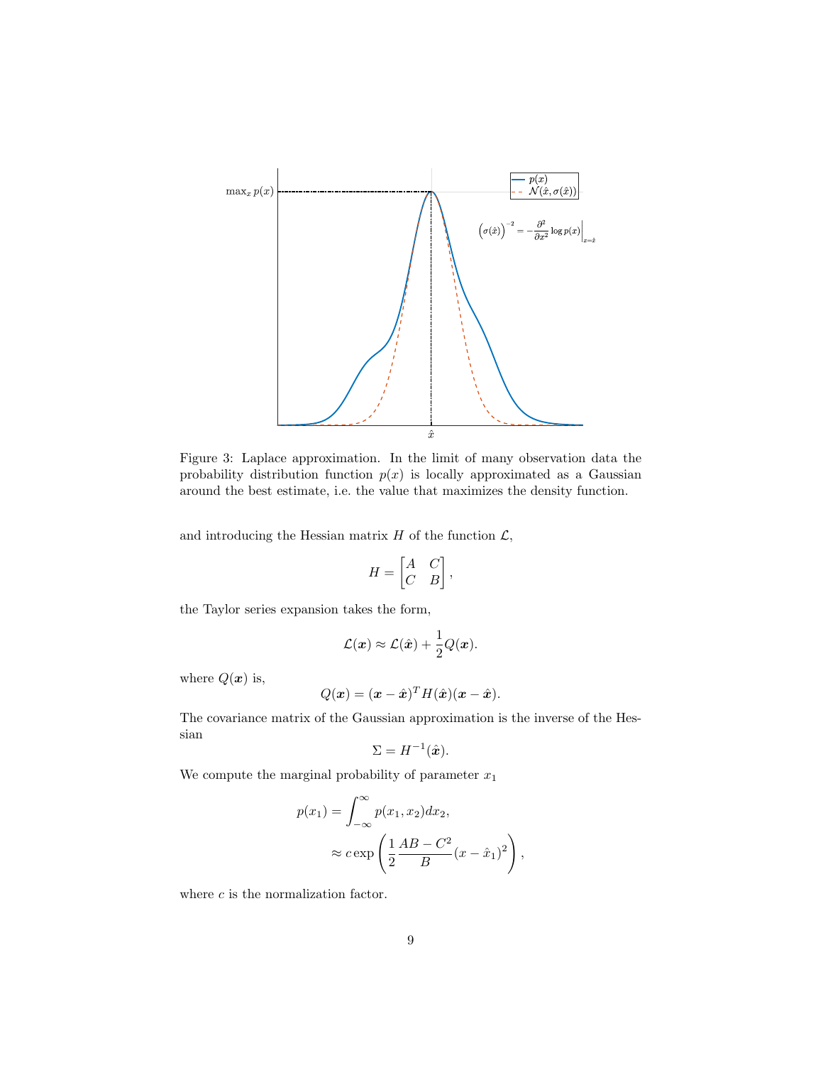Figure 3: Laplace approximation. In the limit of many observation data the probability distribution function $p(x)$ is locally approximated as a Gaussian around the best estimate, i.e. the value that maximizes the density function.

and introducing the Hessian matrix $H$ of the function $\mathcal{L}$,

$$H = \begin{bmatrix} A & C \\ C & B \end{bmatrix},$$

the Taylor series expansion takes the form,

$$\mathcal{L}(\boldsymbol{x}) \approx \mathcal{L}(\hat{\boldsymbol{x}}) + \frac{1}{2} Q(\boldsymbol{x}).$$

where $Q(\boldsymbol{x})$ is,

$$Q(\boldsymbol{x}) = (\boldsymbol{x} - \hat{\boldsymbol{x}})^T H(\hat{\boldsymbol{x}})(\boldsymbol{x} - \hat{\boldsymbol{x}}).$$

The covariance matrix of the Gaussian approximation is the inverse of the Hessian

$$\Sigma = H^{-1}(\hat{\boldsymbol{x}}).$$

We compute the marginal probability of parameter $x_1$

$$\begin{aligned} p(x_1) &= \int_{-\infty}^{\infty} p(x_1, x_2) dx_2, \\ &\approx c \exp\left(\frac{1}{2} \frac{AB - C^2}{B} (x - \hat{x}_1)^2\right), \end{aligned}$$

where $c$ is the normalization factor.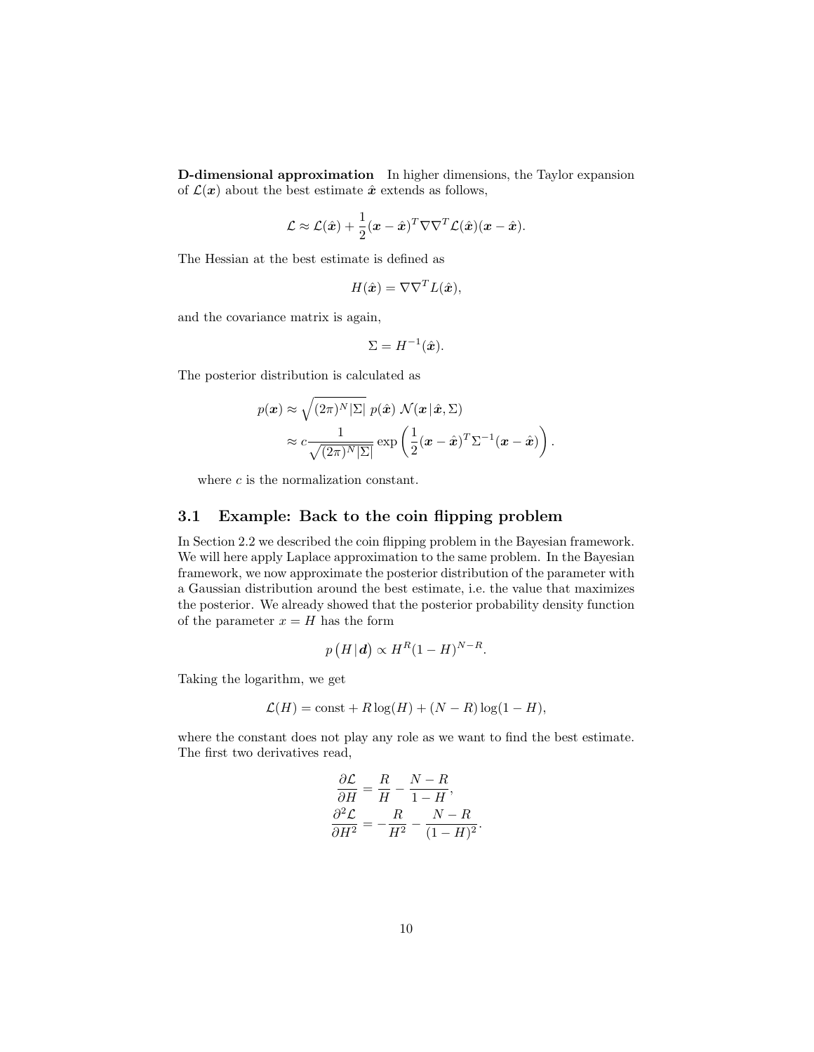**D-dimensional approximation** In higher dimensions, the Taylor expansion of $\mathcal{L}(\boldsymbol{x})$ about the best estimate $\hat{\boldsymbol{x}}$ extends as follows,

$$\mathcal{L} \approx \mathcal{L}(\hat{\boldsymbol{x}}) + \frac{1}{2}(\boldsymbol{x} - \hat{\boldsymbol{x}})^T \nabla\nabla^T \mathcal{L}(\hat{\boldsymbol{x}})(\boldsymbol{x} - \hat{\boldsymbol{x}}).$$

The Hessian at the best estimate is defined as

$$H(\hat{\boldsymbol{x}}) = \nabla\nabla^T L(\hat{\boldsymbol{x}}),$$

and the covariance matrix is again,

$$\Sigma = H^{-1}(\hat{\boldsymbol{x}}).$$

The posterior distribution is calculated as

$$\begin{aligned}
p(\boldsymbol{x}) &\approx \sqrt{(2\pi)^N |\Sigma|}\; p(\hat{\boldsymbol{x}})\; \mathcal{N}(\boldsymbol{x} \,|\, \hat{\boldsymbol{x}}, \Sigma) \\
&\approx c \frac{1}{\sqrt{(2\pi)^N |\Sigma|}} \exp\left(\frac{1}{2}(\boldsymbol{x} - \hat{\boldsymbol{x}})^T \Sigma^{-1} (\boldsymbol{x} - \hat{\boldsymbol{x}})\right).
\end{aligned}$$

where $c$ is the normalization constant.

## 3.1 Example: Back to the coin flipping problem

In Section 2.2 we described the coin flipping problem in the Bayesian framework. We will here apply Laplace approximation to the same problem. In the Bayesian framework, we now approximate the posterior distribution of the parameter with a Gaussian distribution around the best estimate, i.e. the value that maximizes the posterior. We already showed that the posterior probability density function of the parameter $x = H$ has the form

$$p\left(H \,|\, \boldsymbol{d}\right) \propto H^R (1 - H)^{N-R}.$$

Taking the logarithm, we get

$$\mathcal{L}(H) = \text{const} + R \log(H) + (N - R) \log(1 - H),$$

where the constant does not play any role as we want to find the best estimate. The first two derivatives read,

$$\begin{aligned}
\frac{\partial \mathcal{L}}{\partial H} &= \frac{R}{H} - \frac{N - R}{1 - H}, \\
\frac{\partial^2 \mathcal{L}}{\partial H^2} &= -\frac{R}{H^2} - \frac{N - R}{(1 - H)^2}.
\end{aligned}$$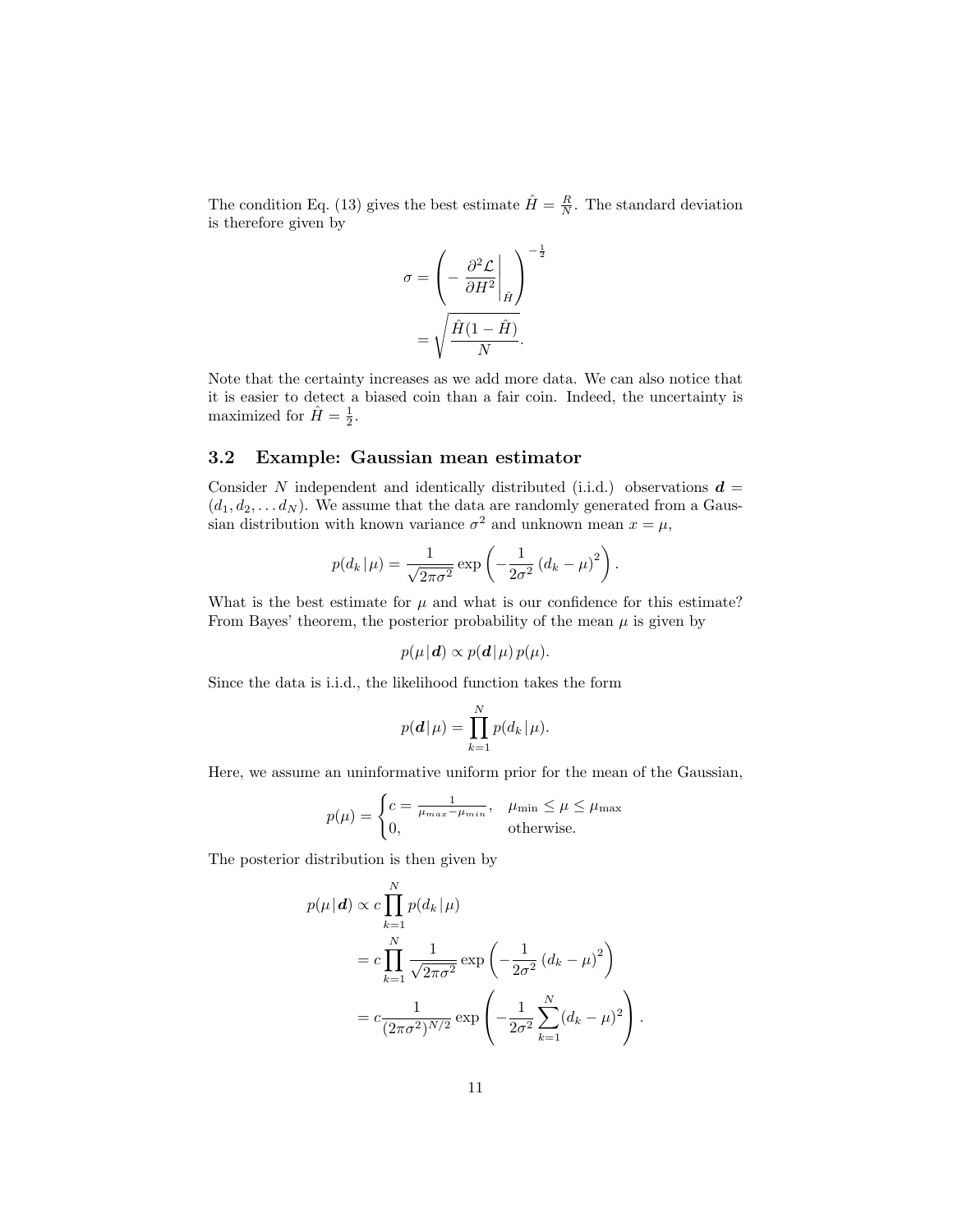The condition Eq. (13) gives the best estimate $\hat{H} = \frac{R}{N}$. The standard deviation is therefore given by

$$
\begin{aligned}
\sigma &= \left( -\left. \frac{\partial^2 \mathcal{L}}{\partial H^2} \right|_{\hat{H}} \right)^{-\frac{1}{2}} \\
&= \sqrt{\frac{\hat{H}(1-\hat{H})}{N}}.
\end{aligned}
$$

Note that the certainty increases as we add more data. We can also notice that it is easier to detect a biased coin than a fair coin. Indeed, the uncertainty is maximized for $\hat{H} = \frac{1}{2}$.

### 3.2 Example: Gaussian mean estimator

Consider $N$ independent and identically distributed (i.i.d.) observations $\boldsymbol{d} = (d_1, d_2, \ldots d_N)$. We assume that the data are randomly generated from a Gaussian distribution with known variance $\sigma^2$ and unknown mean $x = \mu$,

$$
p(d_k \,|\, \mu) = \frac{1}{\sqrt{2\pi\sigma^2}} \exp\left( -\frac{1}{2\sigma^2} \left(d_k - \mu\right)^2 \right).
$$

What is the best estimate for $\mu$ and what is our confidence for this estimate? From Bayes' theorem, the posterior probability of the mean $\mu$ is given by

$$
p(\mu \,|\, \boldsymbol{d}) \propto p(\boldsymbol{d} \,|\, \mu)\, p(\mu).
$$

Since the data is i.i.d., the likelihood function takes the form

$$
p(\boldsymbol{d} \,|\, \mu) = \prod_{k=1}^{N} p(d_k \,|\, \mu).
$$

Here, we assume an uninformative uniform prior for the mean of the Gaussian,

$$
p(\mu) = \begin{cases} c = \frac{1}{\mu_{max} - \mu_{min}}, & \mu_{\min} \leq \mu \leq \mu_{\max} \\ 0, & \text{otherwise.} \end{cases}
$$

The posterior distribution is then given by

$$
\begin{aligned}
p(\mu \,|\, \boldsymbol{d}) &\propto c \prod_{k=1}^{N} p(d_k \,|\, \mu) \\
&= c \prod_{k=1}^{N} \frac{1}{\sqrt{2\pi\sigma^2}} \exp\left( -\frac{1}{2\sigma^2} \left(d_k - \mu\right)^2 \right) \\
&= c \frac{1}{\left(2\pi\sigma^2\right)^{N/2}} \exp\left( -\frac{1}{2\sigma^2} \sum_{k=1}^{N} (d_k - \mu)^2 \right).
\end{aligned}
$$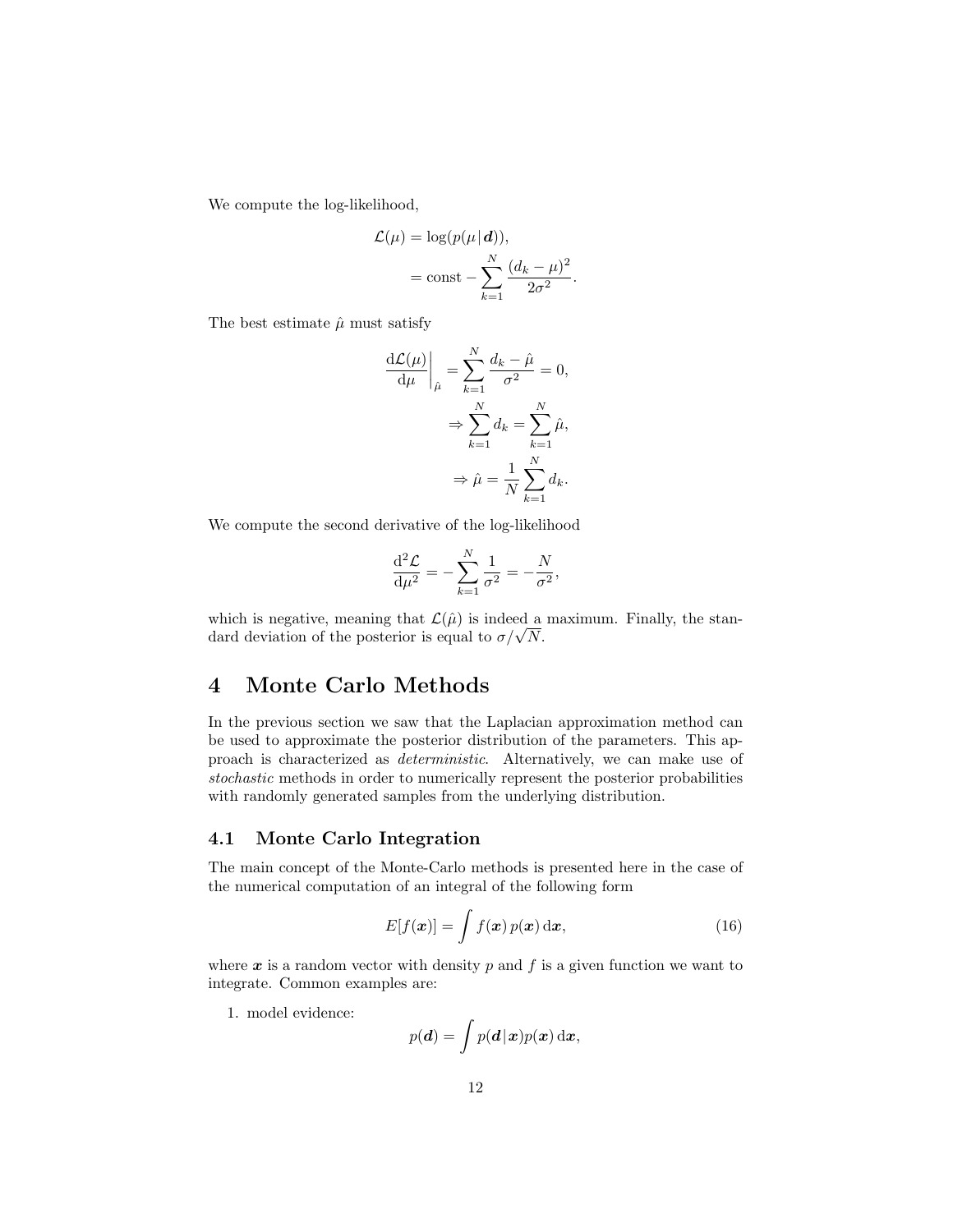We compute the log-likelihood,

$$
\begin{aligned}
\mathcal{L}(\mu) &= \log(p(\mu\,|\,\boldsymbol{d})), \\
&= \text{const} - \sum_{k=1}^{N} \frac{(d_k - \mu)^2}{2\sigma^2}.
\end{aligned}
$$

The best estimate $\hat{\mu}$ must satisfy

$$
\begin{aligned}
\left.\frac{\mathrm{d}\mathcal{L}(\mu)}{\mathrm{d}\mu}\right|_{\hat{\mu}} &= \sum_{k=1}^{N} \frac{d_k - \hat{\mu}}{\sigma^2} = 0, \\
&\Rightarrow \sum_{k=1}^{N} d_k = \sum_{k=1}^{N} \hat{\mu}, \\
&\Rightarrow \hat{\mu} = \frac{1}{N} \sum_{k=1}^{N} d_k.
\end{aligned}
$$

We compute the second derivative of the log-likelihood

$$
\frac{\mathrm{d}^2\mathcal{L}}{\mathrm{d}\mu^2} = -\sum_{k=1}^{N} \frac{1}{\sigma^2} = -\frac{N}{\sigma^2},
$$

which is negative, meaning that $\mathcal{L}(\hat{\mu})$ is indeed a maximum. Finally, the standard deviation of the posterior is equal to $\sigma/\sqrt{N}$.

# 4 Monte Carlo Methods

In the previous section we saw that the Laplacian approximation method can be used to approximate the posterior distribution of the parameters. This approach is characterized as *deterministic*. Alternatively, we can make use of *stochastic* methods in order to numerically represent the posterior probabilities with randomly generated samples from the underlying distribution.

## 4.1 Monte Carlo Integration

The main concept of the Monte-Carlo methods is presented here in the case of the numerical computation of an integral of the following form

$$
E[f(\boldsymbol{x})] = \int f(\boldsymbol{x})\, p(\boldsymbol{x})\, \mathrm{d}\boldsymbol{x}, \tag{16}
$$

where $\boldsymbol{x}$ is a random vector with density $p$ and $f$ is a given function we want to integrate. Common examples are:

1. model evidence:

$$
p(\boldsymbol{d}) = \int p(\boldsymbol{d}\,|\,\boldsymbol{x}) p(\boldsymbol{x})\, \mathrm{d}\boldsymbol{x},
$$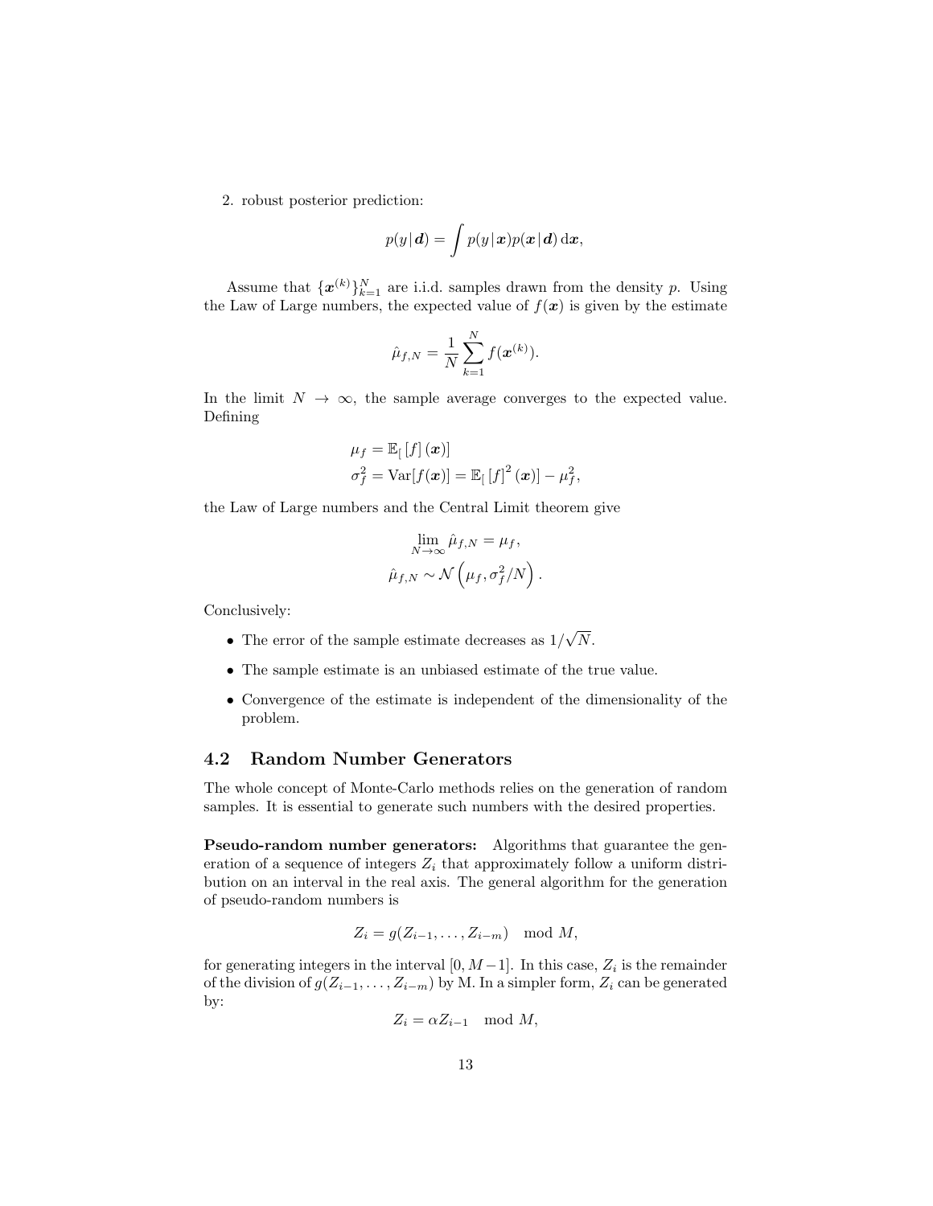2. robust posterior prediction:

$$p(y\,|\,\boldsymbol{d}) = \int p(y\,|\,\boldsymbol{x}) p(\boldsymbol{x}\,|\,\boldsymbol{d})\,\mathrm{d}\boldsymbol{x},$$

Assume that $\{\boldsymbol{x}^{(k)}\}_{k=1}^{N}$ are i.i.d. samples drawn from the density $p$. Using the Law of Large numbers, the expected value of $f(\boldsymbol{x})$ is given by the estimate

$$\hat{\mu}_{f,N} = \frac{1}{N}\sum_{k=1}^{N} f(\boldsymbol{x}^{(k)}).$$

In the limit $N \to \infty$, the sample average converges to the expected value. Defining

$$\begin{aligned}
\mu_f &= \mathbb{E}_{[}\,[f]\,(\boldsymbol{x})] \\
\sigma_f^2 &= \mathrm{Var}[f(\boldsymbol{x})] = \mathbb{E}_{[}\,[f]^2\,(\boldsymbol{x})] - \mu_f^2,
\end{aligned}$$

the Law of Large numbers and the Central Limit theorem give

$$\begin{aligned}
\lim_{N\to\infty} \hat{\mu}_{f,N} &= \mu_f, \\
\hat{\mu}_{f,N} &\sim \mathcal{N}\left(\mu_f, \sigma_f^2/N\right).
\end{aligned}$$

Conclusively:

- The error of the sample estimate decreases as $1/\sqrt{N}$.
- The sample estimate is an unbiased estimate of the true value.
- Convergence of the estimate is independent of the dimensionality of the problem.

## 4.2 Random Number Generators

The whole concept of Monte-Carlo methods relies on the generation of random samples. It is essential to generate such numbers with the desired properties.

**Pseudo-random number generators:** Algorithms that guarantee the generation of a sequence of integers $Z_i$ that approximately follow a uniform distribution on an interval in the real axis. The general algorithm for the generation of pseudo-random numbers is

$$Z_i = g(Z_{i-1}, \ldots, Z_{i-m}) \mod M,$$

for generating integers in the interval $[0, M-1]$. In this case, $Z_i$ is the remainder of the division of $g(Z_{i-1}, \ldots, Z_{i-m})$ by M. In a simpler form, $Z_i$ can be generated by:

$$Z_i = \alpha Z_{i-1} \mod M,$$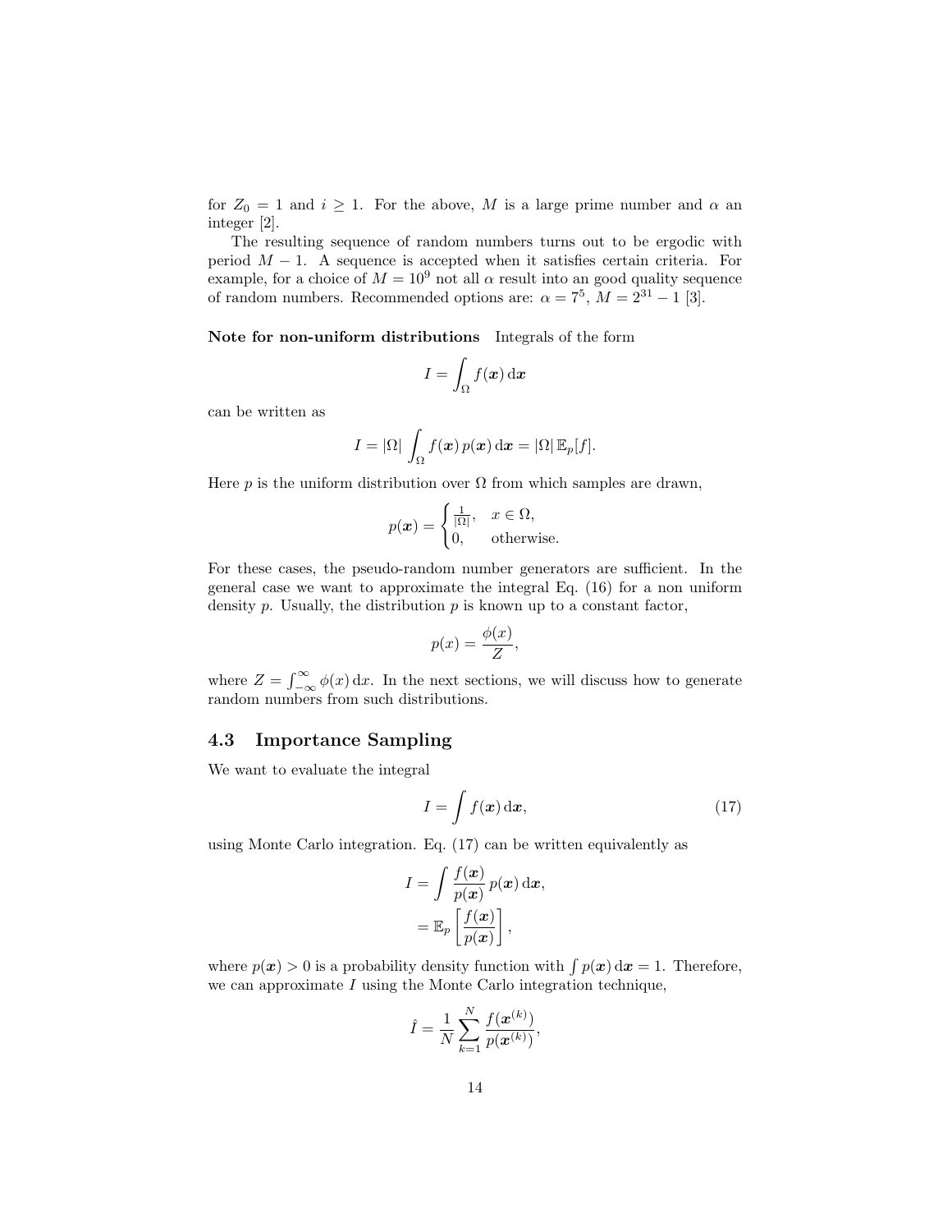for $Z_0 = 1$ and $i \geq 1$. For the above, $M$ is a large prime number and $\alpha$ an integer [2].

The resulting sequence of random numbers turns out to be ergodic with period $M - 1$. A sequence is accepted when it satisfies certain criteria. For example, for a choice of $M = 10^9$ not all $\alpha$ result into an good quality sequence of random numbers. Recommended options are: $\alpha = 7^5$, $M = 2^{31} - 1$ [3].

**Note for non-uniform distributions** Integrals of the form

$$I = \int_\Omega f(\boldsymbol{x})\,\mathrm{d}\boldsymbol{x}$$

can be written as

$$I = |\Omega| \int_\Omega f(\boldsymbol{x})\,p(\boldsymbol{x})\,\mathrm{d}\boldsymbol{x} = |\Omega|\,\mathbb{E}_p[f].$$

Here $p$ is the uniform distribution over $\Omega$ from which samples are drawn,

$$p(\boldsymbol{x}) = \begin{cases} \frac{1}{|\Omega|}, & x \in \Omega, \\ 0, & \text{otherwise.} \end{cases}$$

For these cases, the pseudo-random number generators are sufficient. In the general case we want to approximate the integral Eq. (16) for a non uniform density $p$. Usually, the distribution $p$ is known up to a constant factor,

$$p(x) = \frac{\phi(x)}{Z},$$

where $Z = \int_{-\infty}^{\infty} \phi(x)\,\mathrm{d}x$. In the next sections, we will discuss how to generate random numbers from such distributions.

## 4.3 Importance Sampling

We want to evaluate the integral

$$I = \int f(\boldsymbol{x})\,\mathrm{d}\boldsymbol{x}, \tag{17}$$

using Monte Carlo integration. Eq. (17) can be written equivalently as

$$\begin{aligned} I &= \int \frac{f(\boldsymbol{x})}{p(\boldsymbol{x})}\,p(\boldsymbol{x})\,\mathrm{d}\boldsymbol{x}, \\ &= \mathbb{E}_p\left[\frac{f(\boldsymbol{x})}{p(\boldsymbol{x})}\right], \end{aligned}$$

where $p(\boldsymbol{x}) > 0$ is a probability density function with $\int p(\boldsymbol{x})\,\mathrm{d}\boldsymbol{x} = 1$. Therefore, we can approximate $I$ using the Monte Carlo integration technique,

$$\hat{I} = \frac{1}{N}\sum_{k=1}^{N} \frac{f(\boldsymbol{x}^{(k)})}{p(\boldsymbol{x}^{(k)})},$$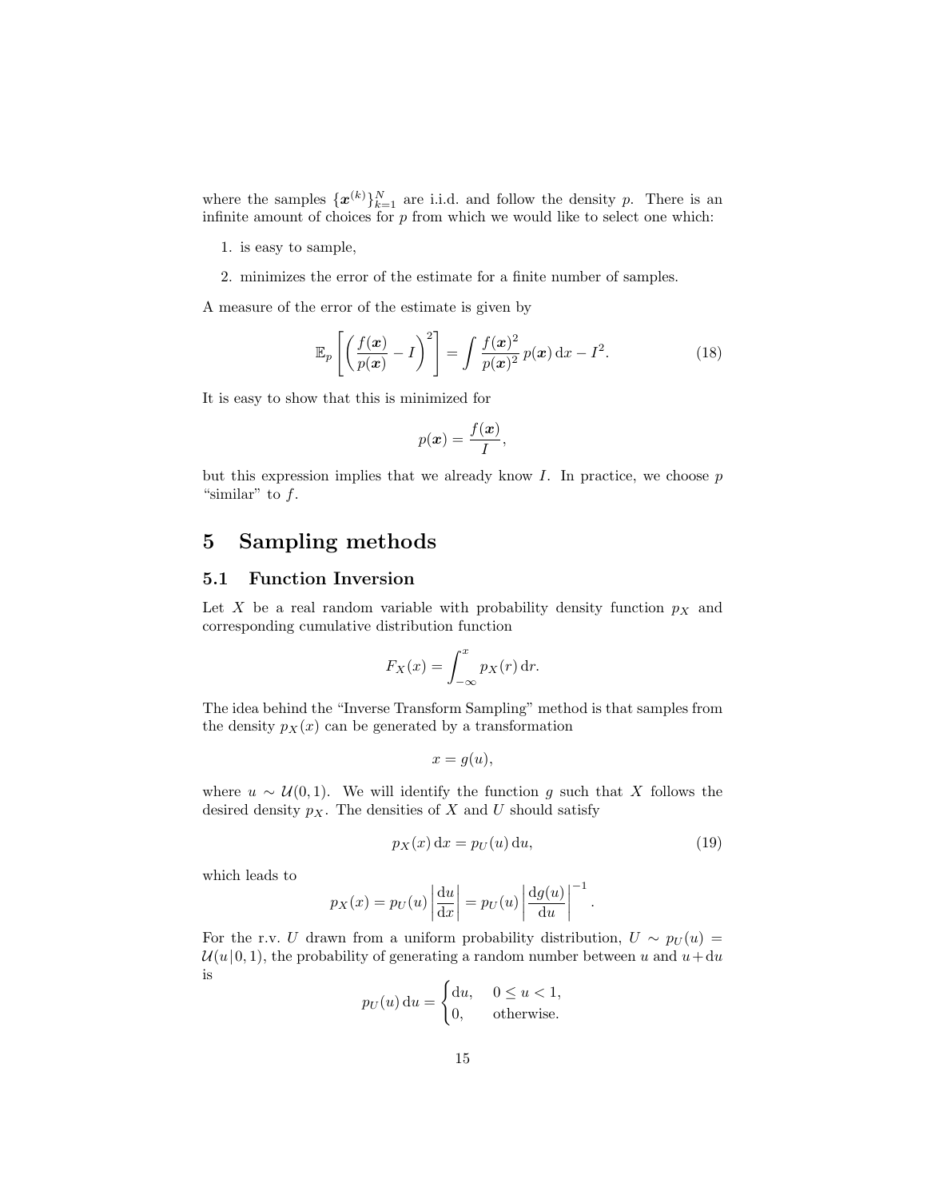where the samples $\{\boldsymbol{x}^{(k)}\}_{k=1}^{N}$ are i.i.d. and follow the density $p$. There is an infinite amount of choices for $p$ from which we would like to select one which:

1. is easy to sample,
2. minimizes the error of the estimate for a finite number of samples.

A measure of the error of the estimate is given by

$$\mathbb{E}_p\left[\left(\frac{f(\boldsymbol{x})}{p(\boldsymbol{x})} - I\right)^2\right] = \int \frac{f(\boldsymbol{x})^2}{p(\boldsymbol{x})^2}\, p(\boldsymbol{x})\, \mathrm{d}x - I^2. \tag{18}$$

It is easy to show that this is minimized for

$$p(\boldsymbol{x}) = \frac{f(\boldsymbol{x})}{I},$$

but this expression implies that we already know $I$. In practice, we choose $p$ "similar" to $f$.

# 5 Sampling methods

## 5.1 Function Inversion

Let $X$ be a real random variable with probability density function $p_X$ and corresponding cumulative distribution function

$$F_X(x) = \int_{-\infty}^{x} p_X(r)\, \mathrm{d}r.$$

The idea behind the "Inverse Transform Sampling" method is that samples from the density $p_X(x)$ can be generated by a transformation

$$x = g(u),$$

where $u \sim \mathcal{U}(0, 1)$. We will identify the function $g$ such that $X$ follows the desired density $p_X$. The densities of $X$ and $U$ should satisfy

$$p_X(x)\, \mathrm{d}x = p_U(u)\, \mathrm{d}u, \tag{19}$$

which leads to

$$p_X(x) = p_U(u)\left|\frac{\mathrm{d}u}{\mathrm{d}x}\right| = p_U(u)\left|\frac{\mathrm{d}g(u)}{\mathrm{d}u}\right|^{-1}.$$

For the r.v. $U$ drawn from a uniform probability distribution, $U \sim p_U(u) = \mathcal{U}(u\,|\,0, 1)$, the probability of generating a random number between $u$ and $u + \mathrm{d}u$ is

$$p_U(u)\, \mathrm{d}u = \begin{cases} \mathrm{d}u, & 0 \leq u < 1, \\ 0, & \text{otherwise.} \end{cases}$$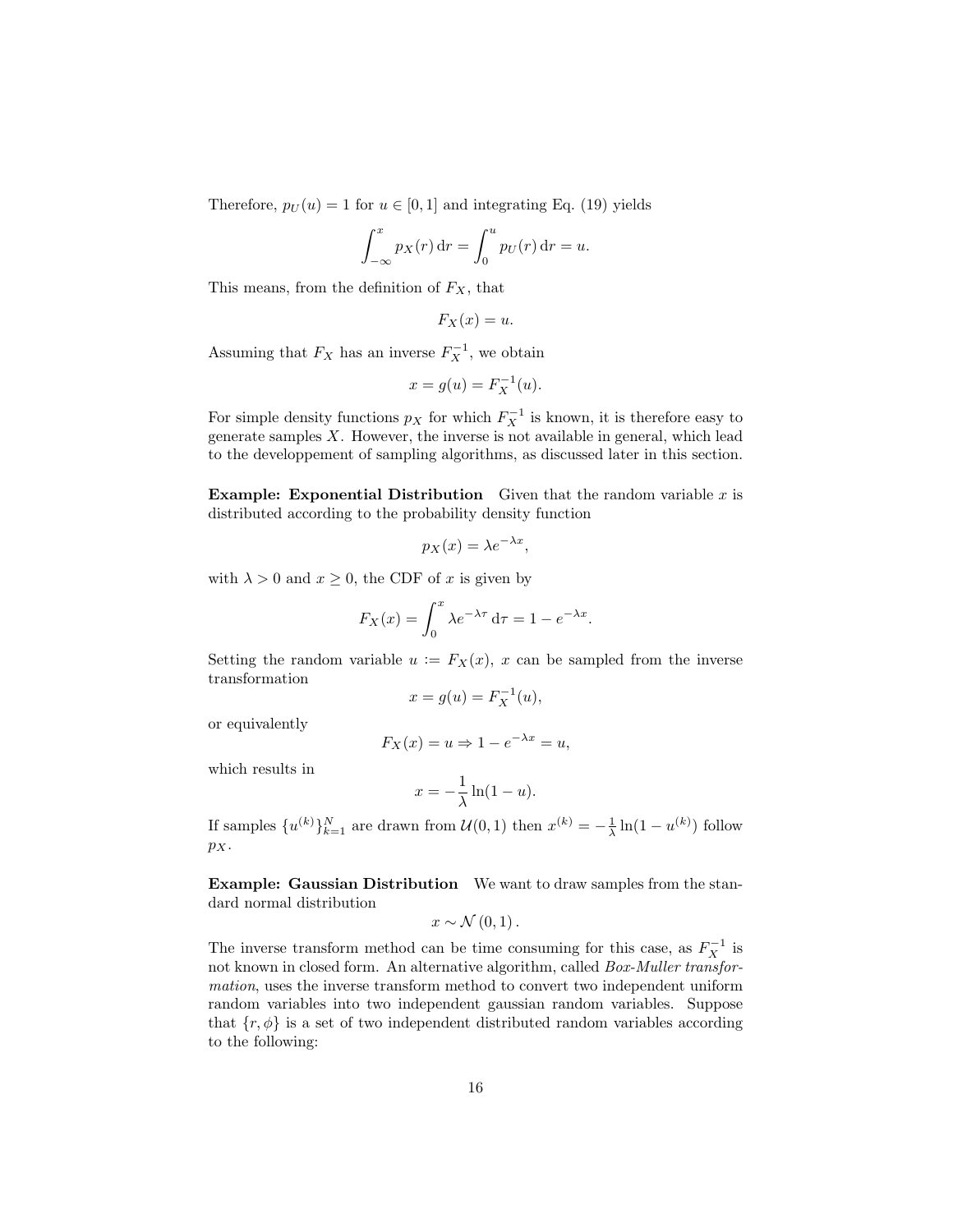Therefore, $p_U(u) = 1$ for $u \in [0, 1]$ and integrating Eq. (19) yields

$$\int_{-\infty}^{x} p_X(r)\,\mathrm{d}r = \int_{0}^{u} p_U(r)\,\mathrm{d}r = u.$$

This means, from the definition of $F_X$, that

$$F_X(x) = u.$$

Assuming that $F_X$ has an inverse $F_X^{-1}$, we obtain

$$x = g(u) = F_X^{-1}(u).$$

For simple density functions $p_X$ for which $F_X^{-1}$ is known, it is therefore easy to generate samples $X$. However, the inverse is not available in general, which lead to the developpement of sampling algorithms, as discussed later in this section.

**Example: Exponential Distribution** Given that the random variable $x$ is distributed according to the probability density function

$$p_X(x) = \lambda e^{-\lambda x},$$

with $\lambda > 0$ and $x \geq 0$, the CDF of $x$ is given by

$$F_X(x) = \int_0^x \lambda e^{-\lambda \tau}\,\mathrm{d}\tau = 1 - e^{-\lambda x}.$$

Setting the random variable $u := F_X(x)$, $x$ can be sampled from the inverse transformation

$$x = g(u) = F_X^{-1}(u),$$

or equivalently

$$F_X(x) = u \Rightarrow 1 - e^{-\lambda x} = u,$$

which results in

$$x = -\frac{1}{\lambda}\ln(1-u).$$

If samples $\{u^{(k)}\}_{k=1}^{N}$ are drawn from $\mathcal{U}(0,1)$ then $x^{(k)} = -\frac{1}{\lambda}\ln(1-u^{(k)})$ follow $p_X$.

**Example: Gaussian Distribution** We want to draw samples from the standard normal distribution

$$x \sim \mathcal{N}(0,1).$$

The inverse transform method can be time consuming for this case, as $F_X^{-1}$ is not known in closed form. An alternative algorithm, called *Box-Muller transformation*, uses the inverse transform method to convert two independent uniform random variables into two independent gaussian random variables. Suppose that $\{r, \phi\}$ is a set of two independent distributed random variables according to the following: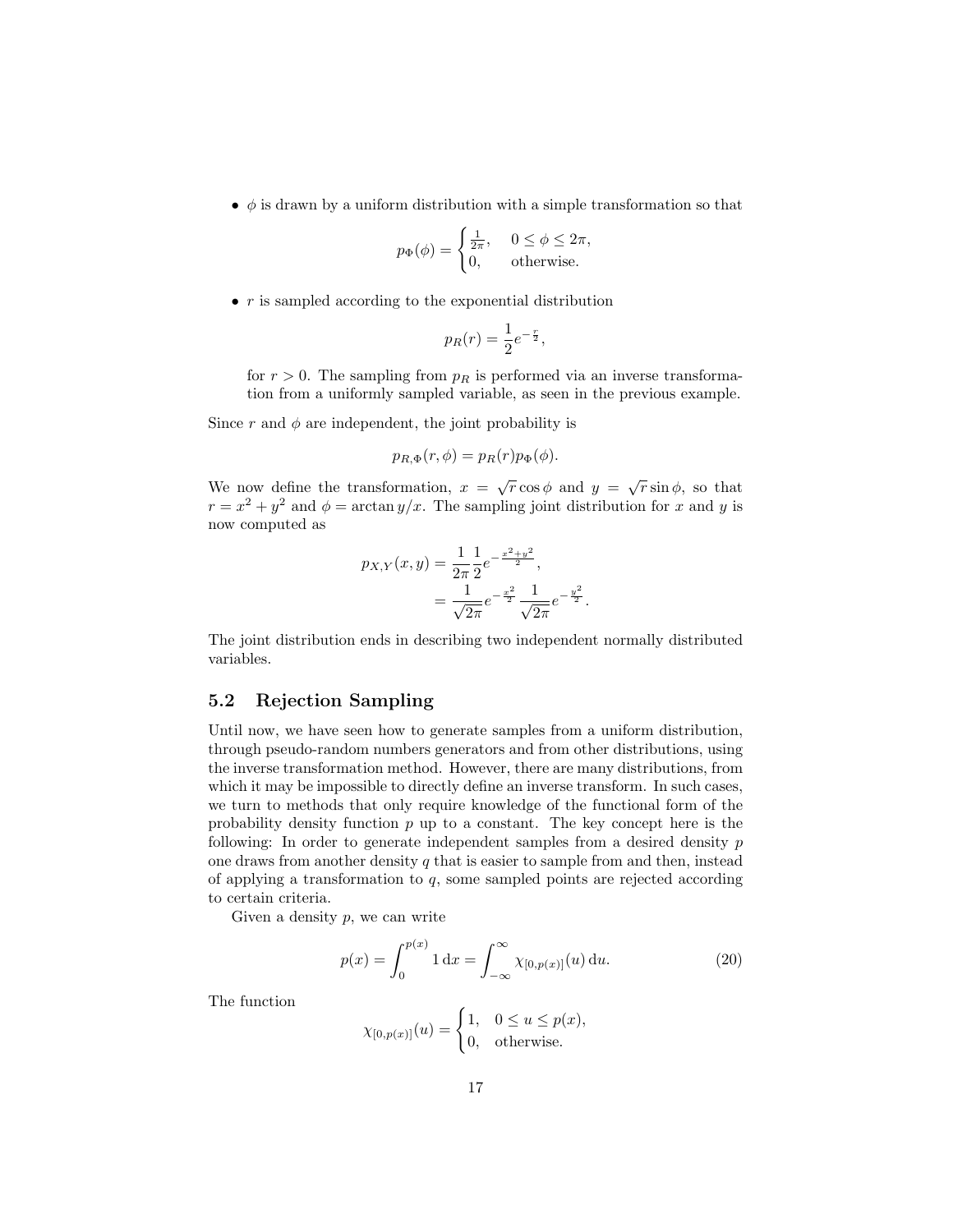- $\phi$ is drawn by a uniform distribution with a simple transformation so that

$$p_\Phi(\phi) = \begin{cases} \frac{1}{2\pi}, & 0 \le \phi \le 2\pi, \\ 0, & \text{otherwise.} \end{cases}$$

- $r$ is sampled according to the exponential distribution

$$p_R(r) = \frac{1}{2} e^{-\frac{r}{2}},$$

  for $r > 0$. The sampling from $p_R$ is performed via an inverse transformation from a uniformly sampled variable, as seen in the previous example.

Since $r$ and $\phi$ are independent, the joint probability is

$$p_{R,\Phi}(r, \phi) = p_R(r) p_\Phi(\phi).$$

We now define the transformation, $x = \sqrt{r} \cos\phi$ and $y = \sqrt{r} \sin\phi$, so that $r = x^2 + y^2$ and $\phi = \arctan y/x$. The sampling joint distribution for $x$ and $y$ is now computed as

$$\begin{aligned} p_{X,Y}(x, y) &= \frac{1}{2\pi} \frac{1}{2} e^{-\frac{x^2+y^2}{2}}, \\ &= \frac{1}{\sqrt{2\pi}} e^{-\frac{x^2}{2}} \frac{1}{\sqrt{2\pi}} e^{-\frac{y^2}{2}}. \end{aligned}$$

The joint distribution ends in describing two independent normally distributed variables.

## 5.2 Rejection Sampling

Until now, we have seen how to generate samples from a uniform distribution, through pseudo-random numbers generators and from other distributions, using the inverse transformation method. However, there are many distributions, from which it may be impossible to directly define an inverse transform. In such cases, we turn to methods that only require knowledge of the functional form of the probability density function $p$ up to a constant. The key concept here is the following: In order to generate independent samples from a desired density $p$ one draws from another density $q$ that is easier to sample from and then, instead of applying a transformation to $q$, some sampled points are rejected according to certain criteria.

Given a density $p$, we can write

$$p(x) = \int_0^{p(x)} 1 \, \mathrm{d}x = \int_{-\infty}^{\infty} \chi_{[0,p(x)]}(u) \, \mathrm{d}u. \tag{20}$$

The function

$$\chi_{[0,p(x)]}(u) = \begin{cases} 1, & 0 \le u \le p(x), \\ 0, & \text{otherwise.} \end{cases}$$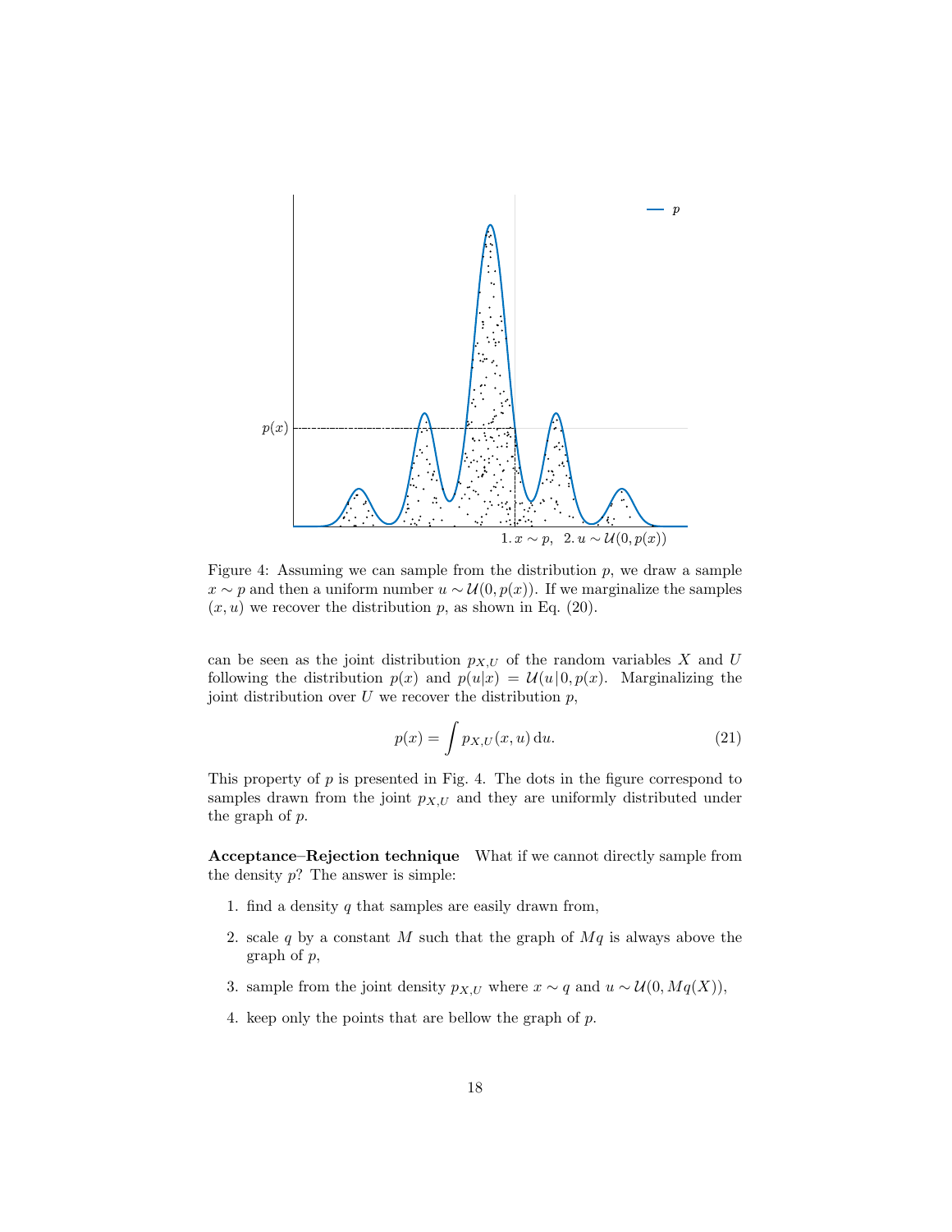Figure 4: Assuming we can sample from the distribution $p$, we draw a sample $x \sim p$ and then a uniform number $u \sim \mathcal{U}(0, p(x))$. If we marginalize the samples $(x, u)$ we recover the distribution $p$, as shown in Eq. (20).

can be seen as the joint distribution $p_{X,U}$ of the random variables $X$ and $U$ following the distribution $p(x)$ and $p(u|x) = \mathcal{U}(u|0, p(x)$. Marginalizing the joint distribution over $U$ we recover the distribution $p$,

$$p(x) = \int p_{X,U}(x, u)\,\mathrm{d}u. \tag{21}$$

This property of $p$ is presented in Fig. 4. The dots in the figure correspond to samples drawn from the joint $p_{X,U}$ and they are uniformly distributed under the graph of $p$.

**Acceptance–Rejection technique** What if we cannot directly sample from the density $p$? The answer is simple:

1. find a density $q$ that samples are easily drawn from,
2. scale $q$ by a constant $M$ such that the graph of $Mq$ is always above the graph of $p$,
3. sample from the joint density $p_{X,U}$ where $x \sim q$ and $u \sim \mathcal{U}(0, Mq(X))$,
4. keep only the points that are bellow the graph of $p$.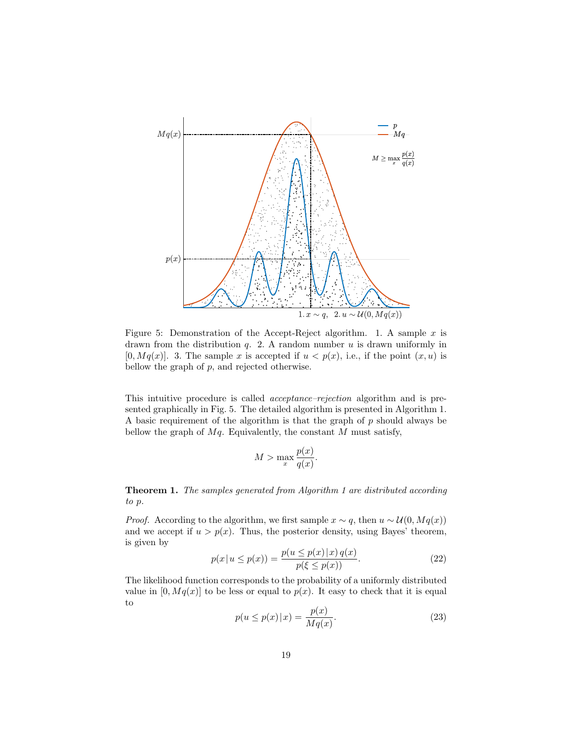Figure 5: Demonstration of the Accept-Reject algorithm. 1. A sample $x$ is drawn from the distribution $q$. 2. A random number $u$ is drawn uniformly in $[0, Mq(x)]$. 3. The sample $x$ is accepted if $u < p(x)$, i.e., if the point $(x, u)$ is bellow the graph of $p$, and rejected otherwise.

This intuitive procedure is called *acceptance–rejection* algorithm and is presented graphically in Fig. 5. The detailed algorithm is presented in Algorithm 1. A basic requirement of the algorithm is that the graph of $p$ should always be bellow the graph of $Mq$. Equivalently, the constant $M$ must satisfy,

$$M > \max_x \frac{p(x)}{q(x)}.$$

**Theorem 1.** *The samples generated from Algorithm 1 are distributed according to $p$.*

*Proof.* According to the algorithm, we first sample $x \sim q$, then $u \sim \mathcal{U}(0, Mq(x))$ and we accept if $u > p(x)$. Thus, the posterior density, using Bayes' theorem, is given by

$$p(x \,|\, u \leq p(x)) = \frac{p(u \leq p(x) \,|\, x)\, q(x)}{p(\xi \leq p(x))}. \tag{22}$$

The likelihood function corresponds to the probability of a uniformly distributed value in $[0, Mq(x)]$ to be less or equal to $p(x)$. It easy to check that it is equal to

$$p(u \leq p(x) \,|\, x) = \frac{p(x)}{Mq(x)}. \tag{23}$$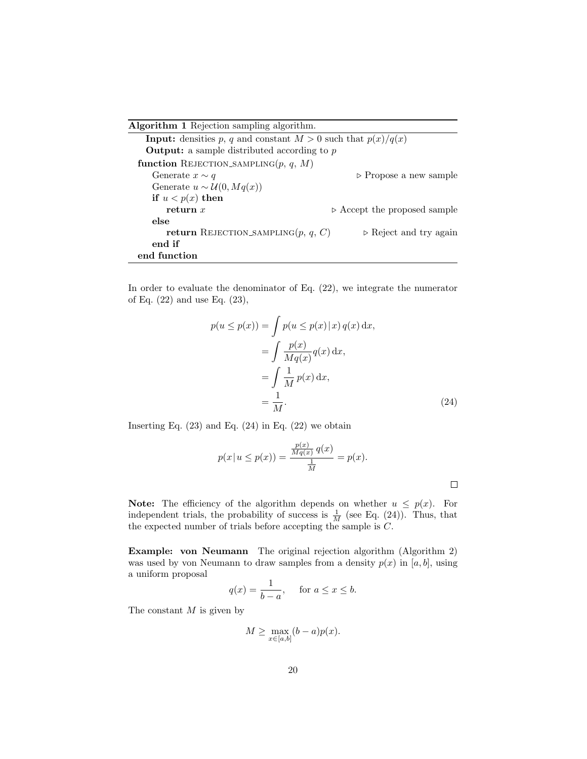**Algorithm 1** Rejection sampling algorithm.

```
Input: densities p, q and constant M > 0 such that p(x)/q(x)
Output: a sample distributed according to p
function REJECTION_SAMPLING(p, q, M)
    Generate x ~ q                                   ▷ Propose a new sample
    Generate u ~ U(0, Mq(x))
    if u < p(x) then
        return x                                     ▷ Accept the proposed sample
    else
        return REJECTION_SAMPLING(p, q, C)           ▷ Reject and try again
    end if
end function
```

In order to evaluate the denominator of Eq. (22), we integrate the numerator of Eq. (22) and use Eq. (23),

$$
\begin{aligned}
p(u \leq p(x)) &= \int p(u \leq p(x) \,|\, x)\, q(x)\, \mathrm{d}x, \\
&= \int \frac{p(x)}{Mq(x)} q(x)\, \mathrm{d}x, \\
&= \int \frac{1}{M}\, p(x)\, \mathrm{d}x, \\
&= \frac{1}{M}.
\end{aligned} \tag{24}
$$

Inserting Eq. (23) and Eq. (24) in Eq. (22) we obtain

$$
p(x \,|\, u \leq p(x)) = \frac{\frac{p(x)}{Mq(x)}\, q(x)}{\frac{1}{M}} = p(x).
$$

□

**Note:** The efficiency of the algorithm depends on whether $u \leq p(x)$. For independent trials, the probability of success is $\frac{1}{M}$ (see Eq. (24)). Thus, that the expected number of trials before accepting the sample is $C$.

**Example: von Neumann** The original rejection algorithm (Algorithm 2) was used by von Neumann to draw samples from a density $p(x)$ in $[a, b]$, using a uniform proposal

$$
q(x) = \frac{1}{b-a}, \quad \text{for } a \leq x \leq b.
$$

The constant $M$ is given by

$$
M \geq \max_{x \in [a,b]} (b-a) p(x).
$$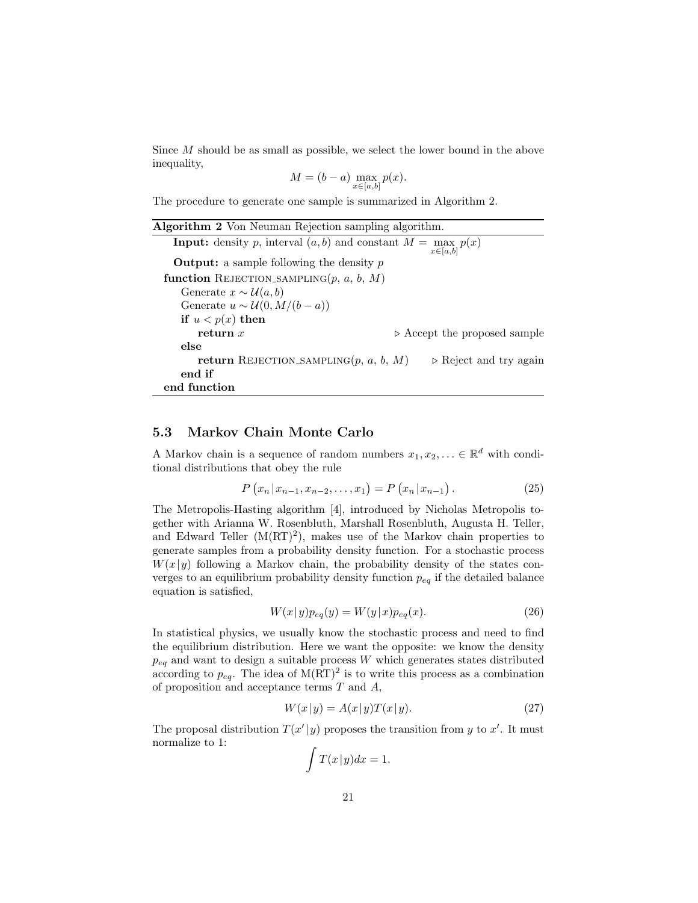Since $M$ should be as small as possible, we select the lower bound in the above inequality,

$$M = (b-a) \max_{x \in [a,b]} p(x).$$

The procedure to generate one sample is summarized in Algorithm 2.

**Algorithm 2** Von Neuman Rejection sampling algorithm.

```
Input: density p, interval (a, b) and constant M = max_{x∈[a,b]} p(x)
Output: a sample following the density p
function REJECTION_SAMPLING(p, a, b, M)
    Generate x ~ U(a, b)
    Generate u ~ U(0, M/(b − a))
    if u < p(x) then
        return x                                   ▷ Accept the proposed sample
    else
        return REJECTION_SAMPLING(p, a, b, M)      ▷ Reject and try again
    end if
end function
```

## 5.3 Markov Chain Monte Carlo

A Markov chain is a sequence of random numbers $x_1, x_2, \ldots \in \mathbb{R}^d$ with conditional distributions that obey the rule

$$P\left(x_n \middle| x_{n-1}, x_{n-2}, \ldots, x_1\right) = P\left(x_n \middle| x_{n-1}\right). \tag{25}$$

The Metropolis-Hasting algorithm [4], introduced by Nicholas Metropolis together with Arianna W. Rosenbluth, Marshall Rosenbluth, Augusta H. Teller, and Edward Teller ($\mathrm{M(RT)}^2$), makes use of the Markov chain properties to generate samples from a probability density function. For a stochastic process $W(x|y)$ following a Markov chain, the probability density of the states converges to an equilibrium probability density function $p_{eq}$ if the detailed balance equation is satisfied,

$$W(x|y)p_{eq}(y) = W(y|x)p_{eq}(x). \tag{26}$$

In statistical physics, we usually know the stochastic process and need to find the equilibrium distribution. Here we want the opposite: we know the density $p_{eq}$ and want to design a suitable process $W$ which generates states distributed according to $p_{eq}$. The idea of $\mathrm{M(RT)}^2$ is to write this process as a combination of proposition and acceptance terms $T$ and $A$,

$$W(x|y) = A(x|y)T(x|y). \tag{27}$$

The proposal distribution $T(x'|y)$ proposes the transition from $y$ to $x'$. It must normalize to 1:

$$\int T(x|y)dx = 1.$$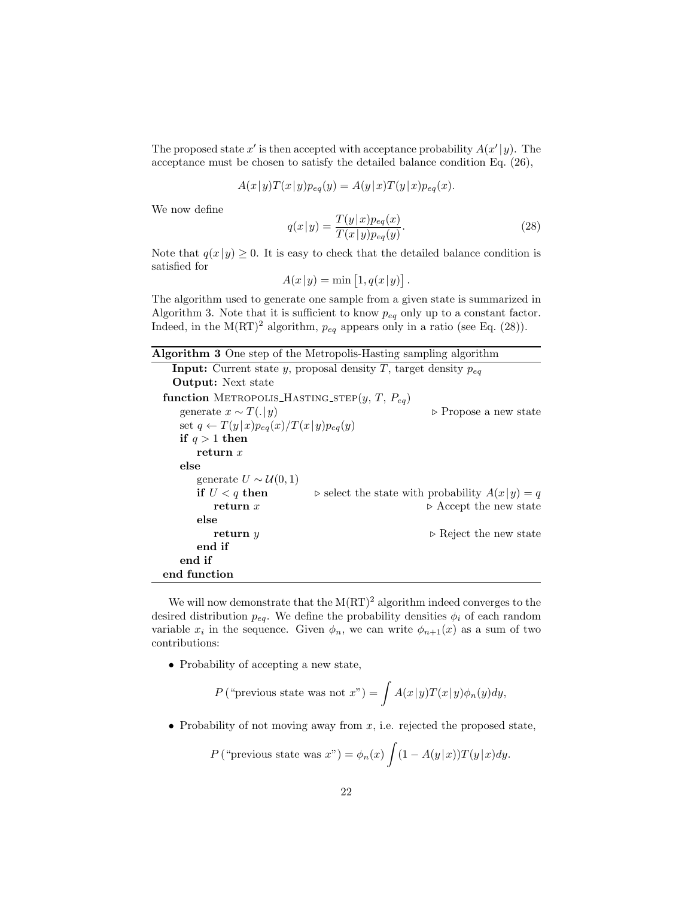The proposed state $x'$ is then accepted with acceptance probability $A(x'|y)$. The acceptance must be chosen to satisfy the detailed balance condition Eq. (26),

$$A(x|y)T(x|y)p_{eq}(y) = A(y|x)T(y|x)p_{eq}(x).$$

We now define

$$q(x|y) = \frac{T(y|x)p_{eq}(x)}{T(x|y)p_{eq}(y)}. \tag{28}$$

Note that $q(x|y) \geq 0$. It is easy to check that the detailed balance condition is satisfied for

$$A(x|y) = \min\left[1, q(x|y)\right].$$

The algorithm used to generate one sample from a given state is summarized in Algorithm 3. Note that it is sufficient to know $p_{eq}$ only up to a constant factor. Indeed, in the $\mathrm{M(RT)^2}$ algorithm, $p_{eq}$ appears only in a ratio (see Eq. (28)).

**Algorithm 3** One step of the Metropolis-Hasting sampling algorithm

```
Input: Current state y, proposal density T, target density p_eq
Output: Next state
function METROPOLIS_HASTING_STEP(y, T, P_eq)
    generate x ~ T(.|y)                                  ▷ Propose a new state
    set q ← T(y|x)p_eq(x)/T(x|y)p_eq(y)
    if q > 1 then
        return x
    else
        generate U ~ U(0, 1)
        if U < q then              ▷ select the state with probability A(x|y) = q
            return x                                     ▷ Accept the new state
        else
            return y                                     ▷ Reject the new state
        end if
    end if
end function
```

We will now demonstrate that the $\mathrm{M(RT)^2}$ algorithm indeed converges to the desired distribution $p_{eq}$. We define the probability densities $\phi_i$ of each random variable $x_i$ in the sequence. Given $\phi_n$, we can write $\phi_{n+1}(x)$ as a sum of two contributions:

- Probability of accepting a new state,

$$P\left(\text{"previous state was not } x\text{"}\right) = \int A(x|y)T(x|y)\phi_n(y)dy,$$

- Probability of not moving away from $x$, i.e. rejected the proposed state,

$$P\left(\text{"previous state was } x\text{"}\right) = \phi_n(x) \int (1 - A(y|x))T(y|x)dy.$$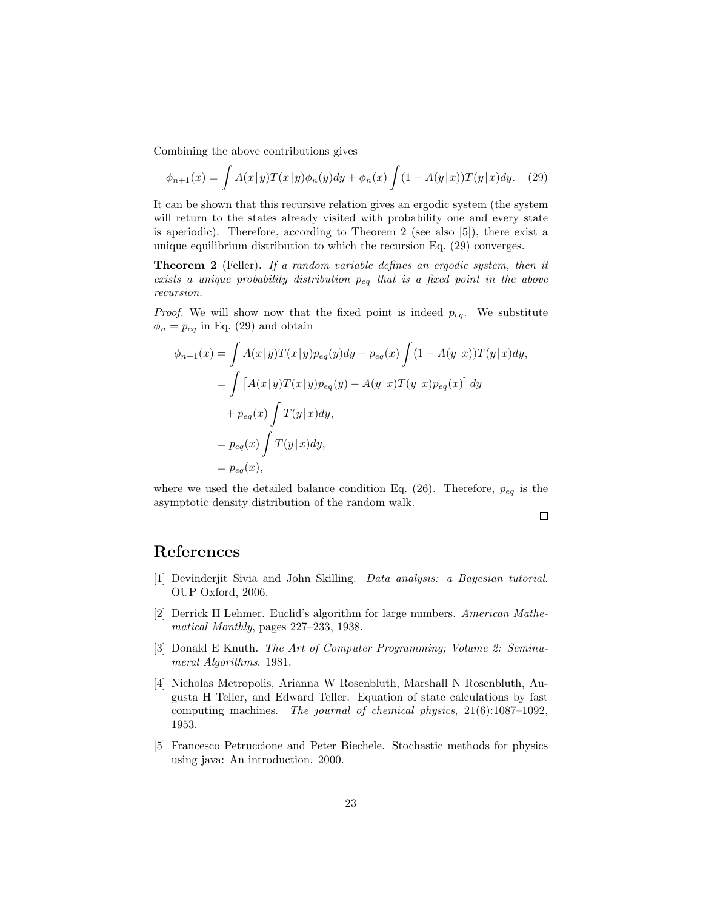Combining the above contributions gives

$$\phi_{n+1}(x) = \int A(x|y)T(x|y)\phi_n(y)dy + \phi_n(x)\int (1 - A(y|x))T(y|x)dy. \quad (29)$$

It can be shown that this recursive relation gives an ergodic system (the system will return to the states already visited with probability one and every state is aperiodic). Therefore, according to Theorem 2 (see also [5]), there exist a unique equilibrium distribution to which the recursion Eq. (29) converges.

**Theorem 2** (Feller)**.** *If a random variable defines an ergodic system, then it exists a unique probability distribution $p_{eq}$ that is a fixed point in the above recursion.*

*Proof.* We will show now that the fixed point is indeed $p_{eq}$. We substitute $\phi_n = p_{eq}$ in Eq. (29) and obtain

$$\begin{aligned}
\phi_{n+1}(x) &= \int A(x|y)T(x|y)p_{eq}(y)dy + p_{eq}(x)\int (1 - A(y|x))T(y|x)dy, \\
&= \int \left[A(x|y)T(x|y)p_{eq}(y) - A(y|x)T(y|x)p_{eq}(x)\right] dy \\
&\quad + p_{eq}(x)\int T(y|x)dy, \\
&= p_{eq}(x)\int T(y|x)dy, \\
&= p_{eq}(x),
\end{aligned}$$

where we used the detailed balance condition Eq. (26). Therefore, $p_{eq}$ is the asymptotic density distribution of the random walk.

□

## References

[1] Devinderjit Sivia and John Skilling. *Data analysis: a Bayesian tutorial*. OUP Oxford, 2006.

[2] Derrick H Lehmer. Euclid's algorithm for large numbers. *American Mathematical Monthly*, pages 227–233, 1938.

[3] Donald E Knuth. *The Art of Computer Programming; Volume 2: Seminumeral Algorithms*. 1981.

[4] Nicholas Metropolis, Arianna W Rosenbluth, Marshall N Rosenbluth, Augusta H Teller, and Edward Teller. Equation of state calculations by fast computing machines. *The journal of chemical physics*, 21(6):1087–1092, 1953.

[5] Francesco Petruccione and Peter Biechele. Stochastic methods for physics using java: An introduction. 2000.